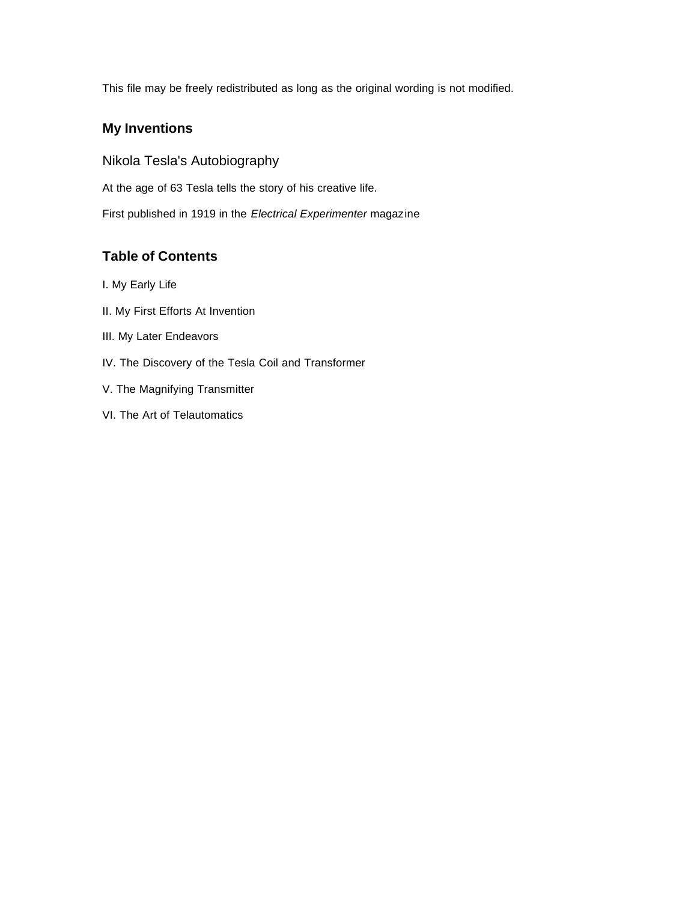This file may be freely redistributed as long as the original wording is not modified.

## My Inventions

### Nikola Tesla's Autobiography

At the age of 63 Tesla tells the story of his creative life.

First published in 1919 in the *Electrical Experimenter* magazine

## Table of Contents

I. My Early Life

II. My First Efforts At Invention

III. My Later Endeavors

IV. The Discovery of the Tesla Coil and Transformer

V. The Magnifying Transmitter

VI. The Art of Telautomatics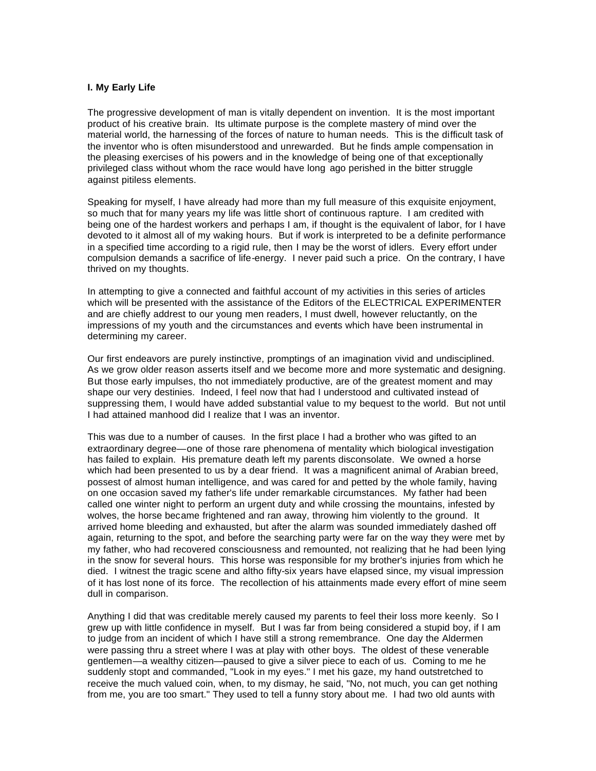**I. My Early Life**

The progressive development of man is vitally dependent on invention. It is the most important product of his creative brain. Its ultimate purpose is the complete mastery of mind over the material world, the harnessing of the forces of nature to human needs. This is the difficult task of the inventor who is often misunderstood and unrewarded. But he finds ample compensation in the pleasing exercises of his powers and in the knowledge of being one of that exceptionally privileged class without whom the race would have long ago perished in the bitter struggle against pitiless elements.

Speaking for myself, I have already had more than my full measure of this exquisite enjoyment, so much that for many years my life was little short of continuous rapture. I am credited with being one of the hardest workers and perhaps I am, if thought is the equivalent of labor, for I have devoted to it almost all of my waking hours. But if work is interpreted to be a definite performance in a specified time according to a rigid rule, then I may be the worst of idlers. Every effort under compulsion demands a sacrifice of life-energy. I never paid such a price. On the contrary, I have thrived on my thoughts.

In attempting to give a connected and faithful account of my activities in this series of articles which will be presented with the assistance of the Editors of the ELECTRICAL EXPERIMENTER and are chiefly addrest to our young men readers, I must dwell, however reluctantly, on the impressions of my youth and the circumstances and events which have been instrumental in determining my career.

Our first endeavors are purely instinctive, promptings of an imagination vivid and undisciplined. As we grow older reason asserts itself and we become more and more systematic and designing. But those early impulses, tho not immediately productive, are of the greatest moment and may shape our very destinies. Indeed, I feel now that had I understood and cultivated instead of suppressing them, I would have added substantial value to my bequest to the world. But not until I had attained manhood did I realize that I was an inventor.

This was due to a number of causes. In the first place I had a brother who was gifted to an extraordinary degree—one of those rare phenomena of mentality which biological investigation has failed to explain. His premature death left my parents disconsolate. We owned a horse which had been presented to us by a dear friend. It was a magnificent animal of Arabian breed, possest of almost human intelligence, and was cared for and petted by the whole family, having on one occasion saved my father's life under remarkable circumstances. My father had been called one winter night to perform an urgent duty and while crossing the mountains, infested by wolves, the horse became frightened and ran away, throwing him violently to the ground. It arrived home bleeding and exhausted, but after the alarm was sounded immediately dashed off again, returning to the spot, and before the searching party were far on the way they were met by my father, who had recovered consciousness and remounted, not realizing that he had been lying in the snow for several hours. This horse was responsible for my brother's injuries from which he died. I witnest the tragic scene and altho fifty-six years have elapsed since, my visual impression of it has lost none of its force. The recollection of his attainments made every effort of mine seem dull in comparison.

Anything I did that was creditable merely caused my parents to feel their loss more keenly. So I grew up with little confidence in myself. But I was far from being considered a stupid boy, if I am to judge from an incident of which I have still a strong remembrance. One day the Aldermen were passing thru a street where I was at play with other boys. The oldest of these venerable gentlemen—a wealthy citizen—paused to give a silver piece to each of us. Coming to me he suddenly stopt and commanded, "Look in my eyes." I met his gaze, my hand outstretched to receive the much valued coin, when, to my dismay, he said, "No, not much, you can get nothing from me, you are too smart." They used to tell a funny story about me. I had two old aunts with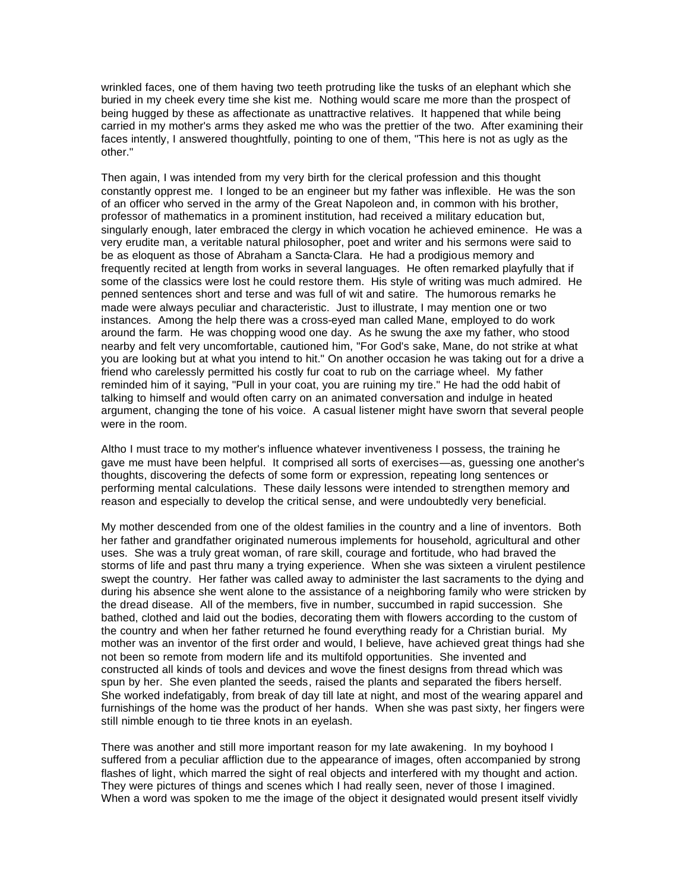wrinkled faces, one of them having two teeth protruding like the tusks of an elephant which she buried in my cheek every time she kist me. Nothing would scare me more than the prospect of being hugged by these as affectionate as unattractive relatives. It happened that while being carried in my mother's arms they asked me who was the prettier of the two. After examining their faces intently, I answered thoughtfully, pointing to one of them, "This here is not as ugly as the other."

Then again, I was intended from my very birth for the clerical profession and this thought constantly oppresst me. I longed to be an engineer but my father was inflexible. He was the son of an officer who served in the army of the Great Napoleon and, in common with his brother, professor of mathematics in a prominent institution, had received a military education but, singularly enough, later embraced the clergy in which vocation he achieved eminence. He was a very erudite man, a veritable natural philosopher, poet and writer and his sermons were said to be as eloquent as those of Abraham a Sancta-Clara. He had a prodigious memory and frequently recited at length from works in several languages. He often remarked playfully that if some of the classics were lost he could restore them. His style of writing was much admired. He penned sentences short and terse and was full of wit and satire. The humorous remarks he made were always peculiar and characteristic. Just to illustrate, I may mention one or two instances. Among the help there was a cross-eyed man called Mane, employed to do work around the farm. He was chopping wood one day. As he swung the axe my father, who stood nearby and felt very uncomfortable, cautioned him, "For God's sake, Mane, do not strike at what you are looking but at what you intend to hit." On another occasion he was taking out for a drive a friend who carelessly permitted his costly fur coat to rub on the carriage wheel. My father reminded him of it saying, "Pull in your coat, you are ruining my tire." He had the odd habit of talking to himself and would often carry on an animated conversation and indulge in heated argument, changing the tone of his voice. A casual listener might have sworn that several people were in the room.

Altho I must trace to my mother's influence whatever inventiveness I possess, the training he gave me must have been helpful. It comprised all sorts of exercises—as, guessing one another's thoughts, discovering the defects of some form or expression, repeating long sentences or performing mental calculations. These daily lessons were intended to strengthen memory and reason and especially to develop the critical sense, and were undoubtedly very beneficial.

My mother descended from one of the oldest families in the country and a line of inventors. Both her father and grandfather originated numerous implements for household, agricultural and other uses. She was a truly great woman, of rare skill, courage and fortitude, who had braved the storms of life and past thru many a trying experience. When she was sixteen a virulent pestilence swept the country. Her father was called away to administer the last sacraments to the dying and during his absence she went alone to the assistance of a neighboring family who were stricken by the dread disease. All of the members, five in number, succumbed in rapid succession. She bathed, clothed and laid out the bodies, decorating them with flowers according to the custom of the country and when her father returned he found everything ready for a Christian burial. My mother was an inventor of the first order and would, I believe, have achieved great things had she not been so remote from modern life and its multifold opportunities. She invented and constructed all kinds of tools and devices and wove the finest designs from thread which was spun by her. She even planted the seeds, raised the plants and separated the fibers herself. She worked indefatigably, from break of day till late at night, and most of the wearing apparel and furnishings of the home was the product of her hands. When she was past sixty, her fingers were still nimble enough to tie three knots in an eyelash.

There was another and still more important reason for my late awakening. In my boyhood I suffered from a peculiar affliction due to the appearance of images, often accompanied by strong flashes of light, which marred the sight of real objects and interfered with my thought and action. They were pictures of things and scenes which I had really seen, never of those I imagined. When a word was spoken to me the image of the object it designated would present itself vividly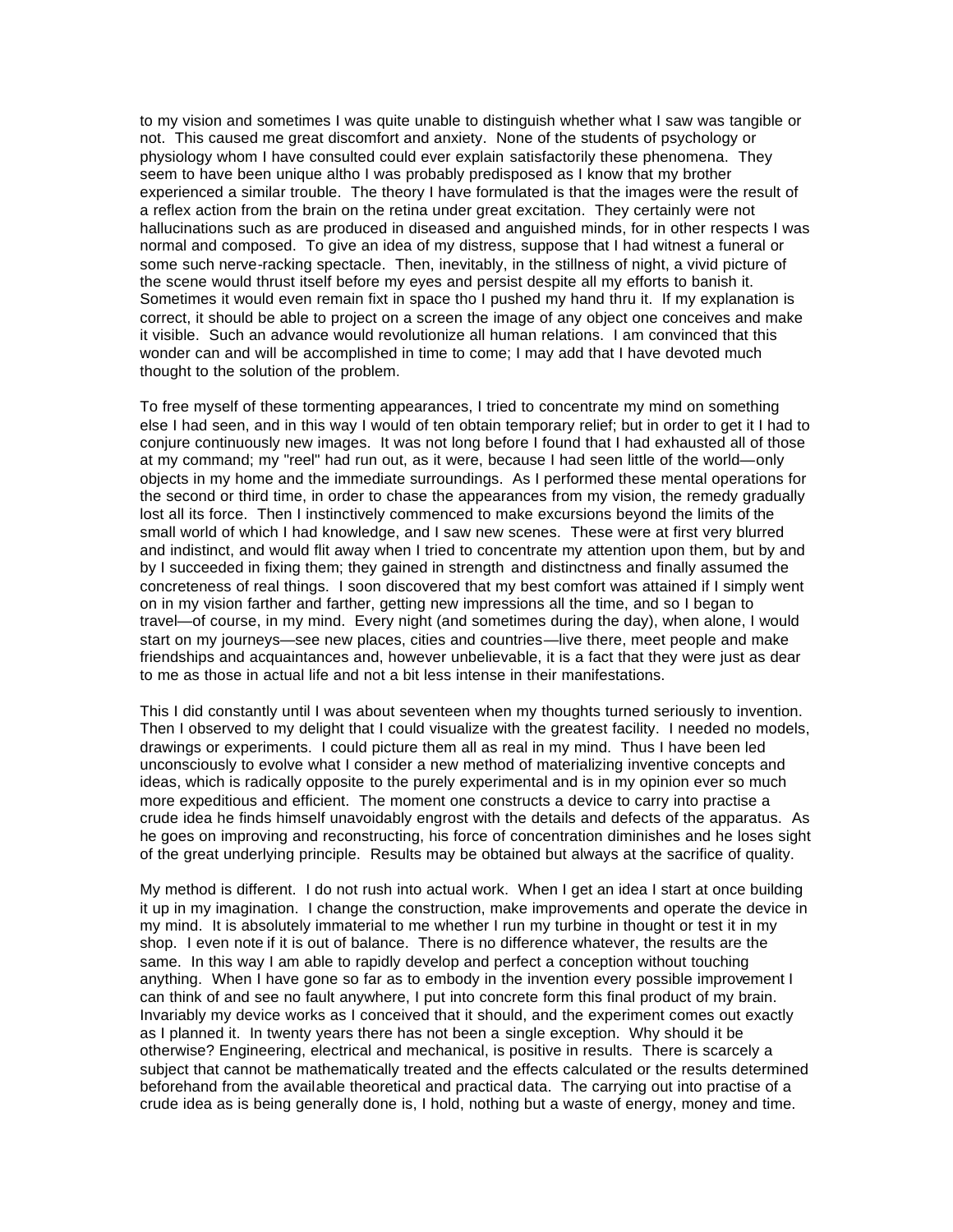to my vision and sometimes I was quite unable to distinguish whether what I saw was tangible or not. This caused me great discomfort and anxiety. None of the students of psychology or physiology whom I have consulted could ever explain satisfactorily these phenomena. They seem to have been unique altho I was probably predisposed as I know that my brother experienced a similar trouble. The theory I have formulated is that the images were the result of a reflex action from the brain on the retina under great excitation. They certainly were not hallucinations such as are produced in diseased and anguished minds, for in other respects I was normal and composed. To give an idea of my distress, suppose that I had witnest a funeral or some such nerve-racking spectacle. Then, inevitably, in the stillness of night, a vivid picture of the scene would thrust itself before my eyes and persist despite all my efforts to banish it. Sometimes it would even remain fixt in space tho I pushed my hand thru it. If my explanation is correct, it should be able to project on a screen the image of any object one conceives and make it visible. Such an advance would revolutionize all human relations. I am convinced that this wonder can and will be accomplished in time to come; I may add that I have devoted much thought to the solution of the problem.

To free myself of these tormenting appearances, I tried to concentrate my mind on something else I had seen, and in this way I would of ten obtain temporary relief; but in order to get it I had to conjure continuously new images. It was not long before I found that I had exhausted all of those at my command; my "reel" had run out, as it were, because I had seen little of the world—only objects in my home and the immediate surroundings. As I performed these mental operations for the second or third time, in order to chase the appearances from my vision, the remedy gradually lost all its force. Then I instinctively commenced to make excursions beyond the limits of the small world of which I had knowledge, and I saw new scenes. These were at first very blurred and indistinct, and would flit away when I tried to concentrate my attention upon them, but by and by I succeeded in fixing them; they gained in strength and distinctness and finally assumed the concreteness of real things. I soon discovered that my best comfort was attained if I simply went on in my vision farther and farther, getting new impressions all the time, and so I began to travel—of course, in my mind. Every night (and sometimes during the day), when alone, I would start on my journeys—see new places, cities and countries—live there, meet people and make friendships and acquaintances and, however unbelievable, it is a fact that they were just as dear to me as those in actual life and not a bit less intense in their manifestations.

This I did constantly until I was about seventeen when my thoughts turned seriously to invention. Then I observed to my delight that I could visualize with the greatest facility. I needed no models, drawings or experiments. I could picture them all as real in my mind. Thus I have been led unconsciously to evolve what I consider a new method of materializing inventive concepts and ideas, which is radically opposite to the purely experimental and is in my opinion ever so much more expeditious and efficient. The moment one constructs a device to carry into practise a crude idea he finds himself unavoidably engrost with the details and defects of the apparatus. As he goes on improving and reconstructing, his force of concentration diminishes and he loses sight of the great underlying principle. Results may be obtained but always at the sacrifice of quality.

My method is different. I do not rush into actual work. When I get an idea I start at once building it up in my imagination. I change the construction, make improvements and operate the device in my mind. It is absolutely immaterial to me whether I run my turbine in thought or test it in my shop. I even note if it is out of balance. There is no difference whatever, the results are the same. In this way I am able to rapidly develop and perfect a conception without touching anything. When I have gone so far as to embody in the invention every possible improvement I can think of and see no fault anywhere, I put into concrete form this final product of my brain. Invariably my device works as I conceived that it should, and the experiment comes out exactly as I planned it. In twenty years there has not been a single exception. Why should it be otherwise? Engineering, electrical and mechanical, is positive in results. There is scarcely a subject that cannot be mathematically treated and the effects calculated or the results determined beforehand from the available theoretical and practical data. The carrying out into practise of a crude idea as is being generally done is, I hold, nothing but a waste of energy, money and time.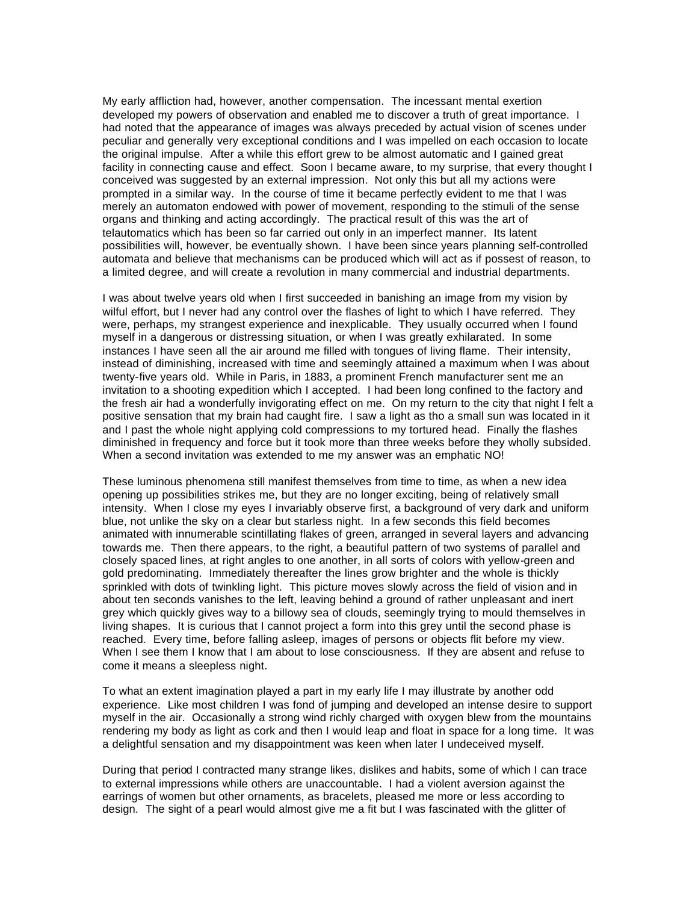My early affliction had, however, another compensation. The incessant mental exertion developed my powers of observation and enabled me to discover a truth of great importance. I had noted that the appearance of images was always preceded by actual vision of scenes under peculiar and generally very exceptional conditions and I was impelled on each occasion to locate the original impulse. After a while this effort grew to be almost automatic and I gained great facility in connecting cause and effect. Soon I became aware, to my surprise, that every thought I conceived was suggested by an external impression. Not only this but all my actions were prompted in a similar way. In the course of time it became perfectly evident to me that I was merely an automaton endowed with power of movement, responding to the stimuli of the sense organs and thinking and acting accordingly. The practical result of this was the art of telautomatics which has been so far carried out only in an imperfect manner. Its latent possibilities will, however, be eventually shown. I have been since years planning self-controlled automata and believe that mechanisms can be produced which will act as if possest of reason, to a limited degree, and will create a revolution in many commercial and industrial departments.

I was about twelve years old when I first succeeded in banishing an image from my vision by wilful effort, but I never had any control over the flashes of light to which I have referred. They were, perhaps, my strangest experience and inexplicable. They usually occurred when I found myself in a dangerous or distressing situation, or when I was greatly exhilarated. In some instances I have seen all the air around me filled with tongues of living flame. Their intensity, instead of diminishing, increased with time and seemingly attained a maximum when I was about twenty-five years old. While in Paris, in 1883, a prominent French manufacturer sent me an invitation to a shooting expedition which I accepted. I had been long confined to the factory and the fresh air had a wonderfully invigorating effect on me. On my return to the city that night I felt a positive sensation that my brain had caught fire. I saw a light as tho a small sun was located in it and I past the whole night applying cold compressions to my tortured head. Finally the flashes diminished in frequency and force but it took more than three weeks before they wholly subsided. When a second invitation was extended to me my answer was an emphatic NO!

These luminous phenomena still manifest themselves from time to time, as when a new idea opening up possibilities strikes me, but they are no longer exciting, being of relatively small intensity. When I close my eyes I invariably observe first, a background of very dark and uniform blue, not unlike the sky on a clear but starless night. In a few seconds this field becomes animated with innumerable scintillating flakes of green, arranged in several layers and advancing towards me. Then there appears, to the right, a beautiful pattern of two systems of parallel and closely spaced lines, at right angles to one another, in all sorts of colors with yellow-green and gold predominating. Immediately thereafter the lines grow brighter and the whole is thickly sprinkled with dots of twinkling light. This picture moves slowly across the field of vision and in about ten seconds vanishes to the left, leaving behind a ground of rather unpleasant and inert grey which quickly gives way to a billowy sea of clouds, seemingly trying to mould themselves in living shapes. It is curious that I cannot project a form into this grey until the second phase is reached. Every time, before falling asleep, images of persons or objects flit before my view. When I see them I know that I am about to lose consciousness. If they are absent and refuse to come it means a sleepless night.

To what an extent imagination played a part in my early life I may illustrate by another odd experience. Like most children I was fond of jumping and developed an intense desire to support myself in the air. Occasionally a strong wind richly charged with oxygen blew from the mountains rendering my body as light as cork and then I would leap and float in space for a long time. It was a delightful sensation and my disappointment was keen when later I undeceived myself.

During that period I contracted many strange likes, dislikes and habits, some of which I can trace to external impressions while others are unaccountable. I had a violent aversion against the earrings of women but other ornaments, as bracelets, pleased me more or less according to design. The sight of a pearl would almost give me a fit but I was fascinated with the glitter of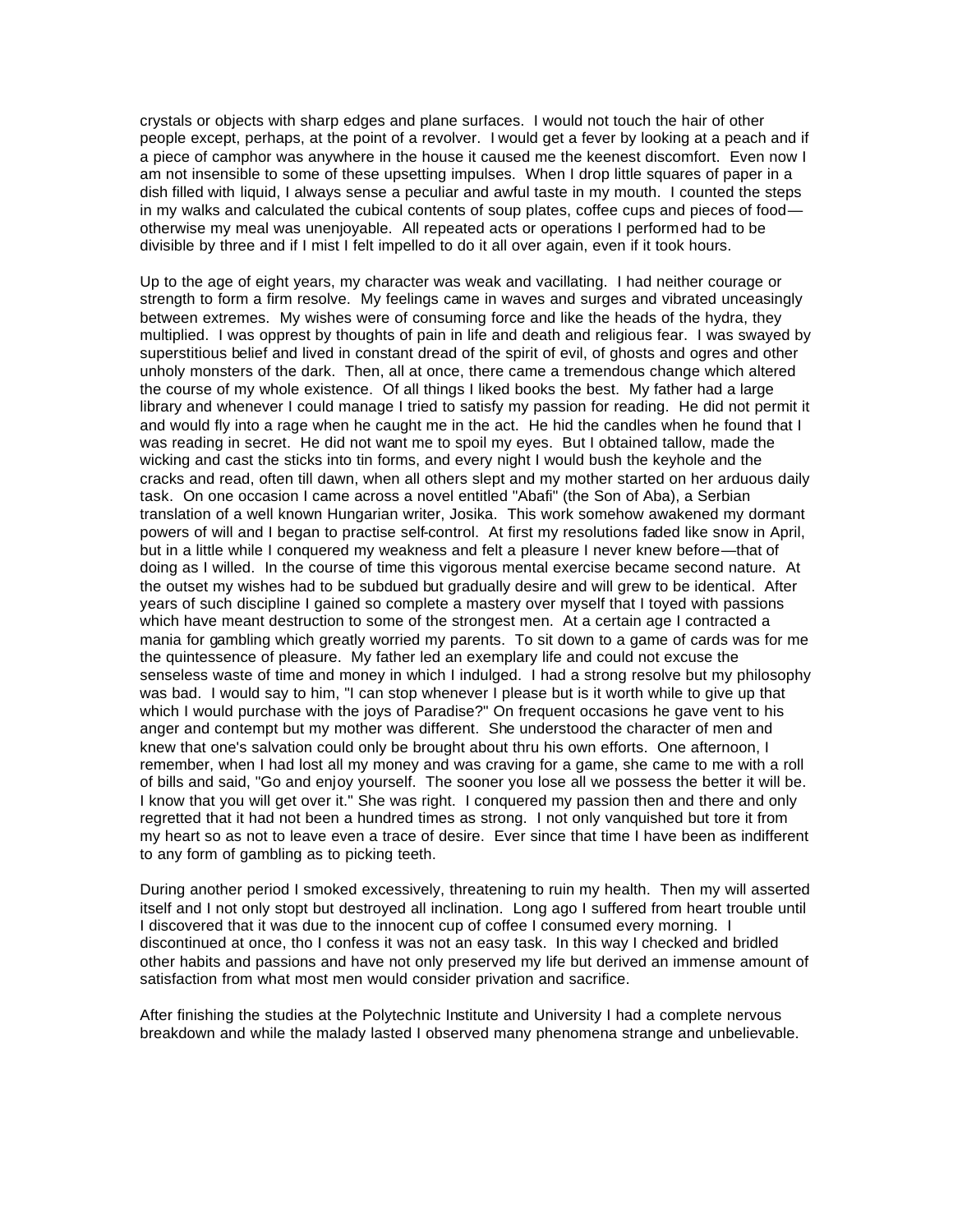crystals or objects with sharp edges and plane surfaces. I would not touch the hair of other people except, perhaps, at the point of a revolver. I would get a fever by looking at a peach and if a piece of camphor was anywhere in the house it caused me the keenest discomfort. Even now I am not insensible to some of these upsetting impulses. When I drop little squares of paper in a dish filled with liquid, I always sense a peculiar and awful taste in my mouth. I counted the steps in my walks and calculated the cubical contents of soup plates, coffee cups and pieces of food—otherwise my meal was unenjoyable. All repeated acts or operations I performed had to be divisible by three and if I mist I felt impelled to do it all over again, even if it took hours.

Up to the age of eight years, my character was weak and vacillating. I had neither courage or strength to form a firm resolve. My feelings came in waves and surges and vibrated unceasingly between extremes. My wishes were of consuming force and like the heads of the hydra, they multiplied. I was opprest by thoughts of pain in life and death and religious fear. I was swayed by superstitious belief and lived in constant dread of the spirit of evil, of ghosts and ogres and other unholy monsters of the dark. Then, all at once, there came a tremendous change which altered the course of my whole existence. Of all things I liked books the best. My father had a large library and whenever I could manage I tried to satisfy my passion for reading. He did not permit it and would fly into a rage when he caught me in the act. He hid the candles when he found that I was reading in secret. He did not want me to spoil my eyes. But I obtained tallow, made the wicking and cast the sticks into tin forms, and every night I would bush the keyhole and the cracks and read, often till dawn, when all others slept and my mother started on her arduous daily task. On one occasion I came across a novel entitled "Abafi" (the Son of Aba), a Serbian translation of a well known Hungarian writer, Josika. This work somehow awakened my dormant powers of will and I began to practise self-control. At first my resolutions faded like snow in April, but in a little while I conquered my weakness and felt a pleasure I never knew before—that of doing as I willed. In the course of time this vigorous mental exercise became second nature. At the outset my wishes had to be subdued but gradually desire and will grew to be identical. After years of such discipline I gained so complete a mastery over myself that I toyed with passions which have meant destruction to some of the strongest men. At a certain age I contracted a mania for gambling which greatly worried my parents. To sit down to a game of cards was for me the quintessence of pleasure. My father led an exemplary life and could not excuse the senseless waste of time and money in which I indulged. I had a strong resolve but my philosophy was bad. I would say to him, "I can stop whenever I please but is it worth while to give up that which I would purchase with the joys of Paradise?" On frequent occasions he gave vent to his anger and contempt but my mother was different. She understood the character of men and knew that one's salvation could only be brought about thru his own efforts. One afternoon, I remember, when I had lost all my money and was craving for a game, she came to me with a roll of bills and said, "Go and enjoy yourself. The sooner you lose all we possess the better it will be. I know that you will get over it." She was right. I conquered my passion then and there and only regretted that it had not been a hundred times as strong. I not only vanquished but tore it from my heart so as not to leave even a trace of desire. Ever since that time I have been as indifferent to any form of gambling as to picking teeth.

During another period I smoked excessively, threatening to ruin my health. Then my will asserted itself and I not only stopt but destroyed all inclination. Long ago I suffered from heart trouble until I discovered that it was due to the innocent cup of coffee I consumed every morning. I discontinued at once, tho I confess it was not an easy task. In this way I checked and bridled other habits and passions and have not only preserved my life but derived an immense amount of satisfaction from what most men would consider privation and sacrifice.

After finishing the studies at the Polytechnic Institute and University I had a complete nervous breakdown and while the malady lasted I observed many phenomena strange and unbelievable.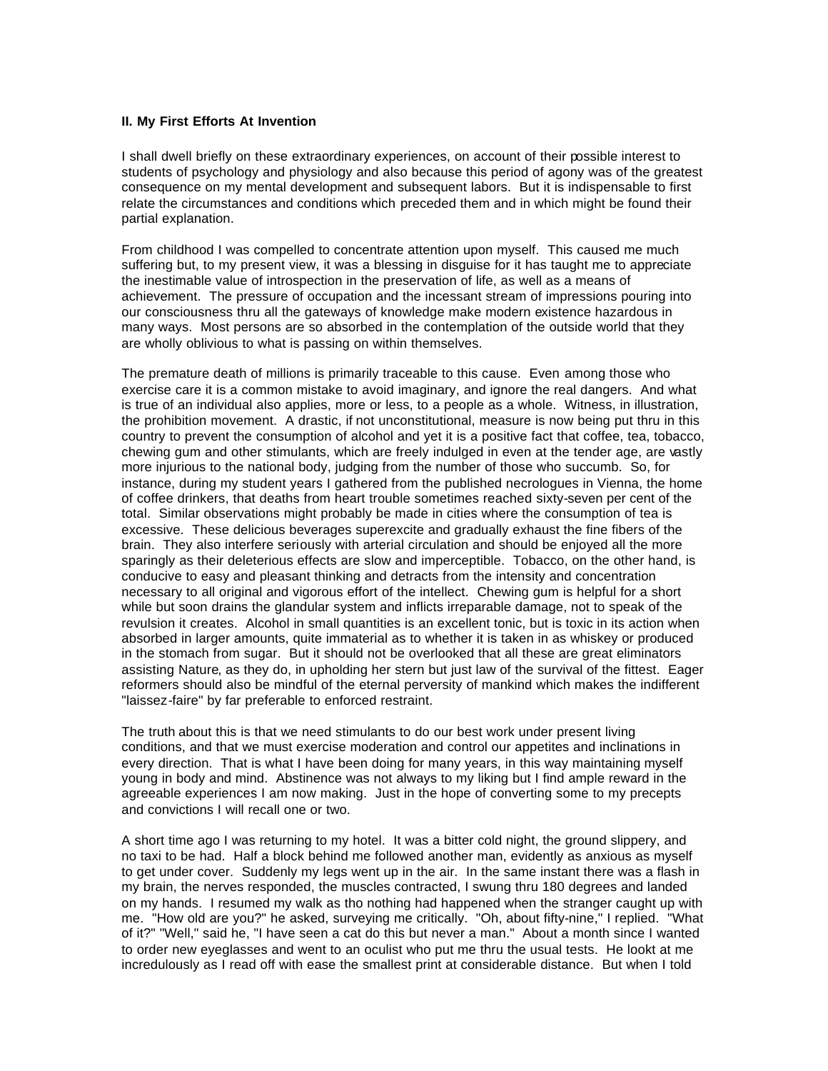**II. My First Efforts At Invention**

I shall dwell briefly on these extraordinary experiences, on account of their possible interest to students of psychology and physiology and also because this period of agony was of the greatest consequence on my mental development and subsequent labors. But it is indispensable to first relate the circumstances and conditions which preceded them and in which might be found their partial explanation.

From childhood I was compelled to concentrate attention upon myself. This caused me much suffering but, to my present view, it was a blessing in disguise for it has taught me to appreciate the inestimable value of introspection in the preservation of life, as well as a means of achievement. The pressure of occupation and the incessant stream of impressions pouring into our consciousness thru all the gateways of knowledge make modern existence hazardous in many ways. Most persons are so absorbed in the contemplation of the outside world that they are wholly oblivious to what is passing on within themselves.

The premature death of millions is primarily traceable to this cause. Even among those who exercise care it is a common mistake to avoid imaginary, and ignore the real dangers. And what is true of an individual also applies, more or less, to a people as a whole. Witness, in illustration, the prohibition movement. A drastic, if not unconstitutional, measure is now being put thru in this country to prevent the consumption of alcohol and yet it is a positive fact that coffee, tea, tobacco, chewing gum and other stimulants, which are freely indulged in even at the tender age, are vastly more injurious to the national body, judging from the number of those who succumb. So, for instance, during my student years I gathered from the published necrologues in Vienna, the home of coffee drinkers, that deaths from heart trouble sometimes reached sixty-seven per cent of the total. Similar observations might probably be made in cities where the consumption of tea is excessive. These delicious beverages superexcite and gradually exhaust the fine fibers of the brain. They also interfere seriously with arterial circulation and should be enjoyed all the more sparingly as their deleterious effects are slow and imperceptible. Tobacco, on the other hand, is conducive to easy and pleasant thinking and detracts from the intensity and concentration necessary to all original and vigorous effort of the intellect. Chewing gum is helpful for a short while but soon drains the glandular system and inflicts irreparable damage, not to speak of the revulsion it creates. Alcohol in small quantities is an excellent tonic, but is toxic in its action when absorbed in larger amounts, quite immaterial as to whether it is taken in as whiskey or produced in the stomach from sugar. But it should not be overlooked that all these are great eliminators assisting Nature, as they do, in upholding her stern but just law of the survival of the fittest. Eager reformers should also be mindful of the eternal perversity of mankind which makes the indifferent "laissez-faire" by far preferable to enforced restraint.

The truth about this is that we need stimulants to do our best work under present living conditions, and that we must exercise moderation and control our appetites and inclinations in every direction. That is what I have been doing for many years, in this way maintaining myself young in body and mind. Abstinence was not always to my liking but I find ample reward in the agreeable experiences I am now making. Just in the hope of converting some to my precepts and convictions I will recall one or two.

A short time ago I was returning to my hotel. It was a bitter cold night, the ground slippery, and no taxi to be had. Half a block behind me followed another man, evidently as anxious as myself to get under cover. Suddenly my legs went up in the air. In the same instant there was a flash in my brain, the nerves responded, the muscles contracted, I swung thru 180 degrees and landed on my hands. I resumed my walk as tho nothing had happened when the stranger caught up with me. "How old are you?" he asked, surveying me critically. "Oh, about fifty-nine," I replied. "What of it?" "Well," said he, "I have seen a cat do this but never a man." About a month since I wanted to order new eyeglasses and went to an oculist who put me thru the usual tests. He lookt at me incredulously as I read off with ease the smallest print at considerable distance. But when I told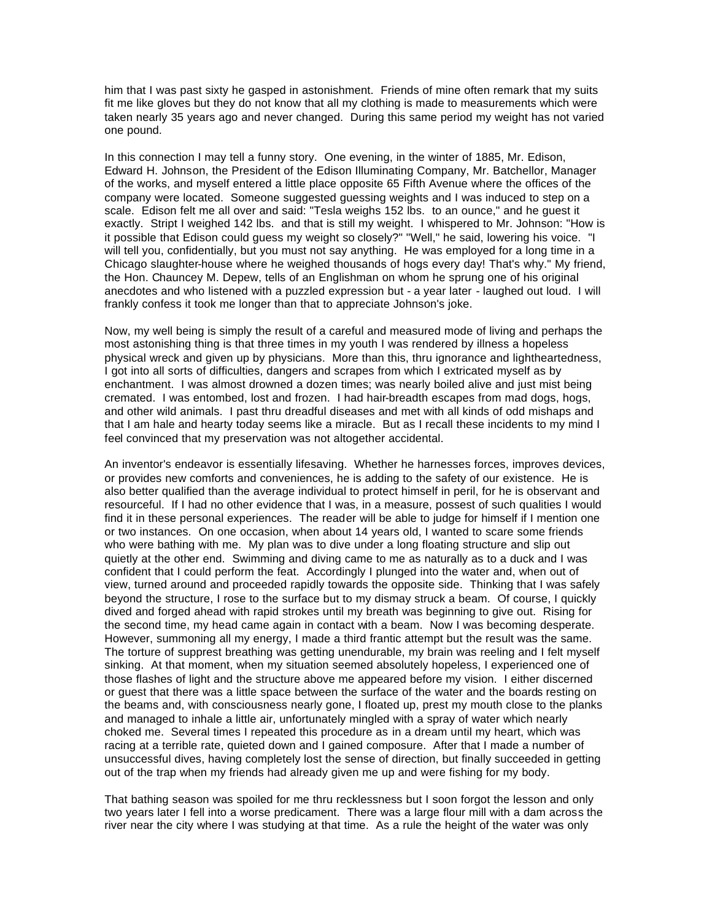him that I was past sixty he gasped in astonishment. Friends of mine often remark that my suits fit me like gloves but they do not know that all my clothing is made to measurements which were taken nearly 35 years ago and never changed. During this same period my weight has not varied one pound.

In this connection I may tell a funny story. One evening, in the winter of 1885, Mr. Edison, Edward H. Johnson, the President of the Edison Illuminating Company, Mr. Batchellor, Manager of the works, and myself entered a little place opposite 65 Fifth Avenue where the offices of the company were located. Someone suggested guessing weights and I was induced to step on a scale. Edison felt me all over and said: "Tesla weighs 152 lbs. to an ounce," and he guest it exactly. Stript I weighed 142 lbs. and that is still my weight. I whispered to Mr. Johnson: "How is it possible that Edison could guess my weight so closely?" "Well," he said, lowering his voice. "I will tell you, confidentially, but you must not say anything. He was employed for a long time in a Chicago slaughter-house where he weighed thousands of hogs every day! That's why." My friend, the Hon. Chauncey M. Depew, tells of an Englishman on whom he sprung one of his original anecdotes and who listened with a puzzled expression but - a year later - laughed out loud. I will frankly confess it took me longer than that to appreciate Johnson's joke.

Now, my well being is simply the result of a careful and measured mode of living and perhaps the most astonishing thing is that three times in my youth I was rendered by illness a hopeless physical wreck and given up by physicians. More than this, thru ignorance and lightheartedness, I got into all sorts of difficulties, dangers and scrapes from which I extricated myself as by enchantment. I was almost drowned a dozen times; was nearly boiled alive and just mist being cremated. I was entombed, lost and frozen. I had hair-breadth escapes from mad dogs, hogs, and other wild animals. I past thru dreadful diseases and met with all kinds of odd mishaps and that I am hale and hearty today seems like a miracle. But as I recall these incidents to my mind I feel convinced that my preservation was not altogether accidental.

An inventor's endeavor is essentially lifesaving. Whether he harnesses forces, improves devices, or provides new comforts and conveniences, he is adding to the safety of our existence. He is also better qualified than the average individual to protect himself in peril, for he is observant and resourceful. If I had no other evidence that I was, in a measure, possest of such qualities I would find it in these personal experiences. The reader will be able to judge for himself if I mention one or two instances. On one occasion, when about 14 years old, I wanted to scare some friends who were bathing with me. My plan was to dive under a long floating structure and slip out quietly at the other end. Swimming and diving came to me as naturally as to a duck and I was confident that I could perform the feat. Accordingly I plunged into the water and, when out of view, turned around and proceeded rapidly towards the opposite side. Thinking that I was safely beyond the structure, I rose to the surface but to my dismay struck a beam. Of course, I quickly dived and forged ahead with rapid strokes until my breath was beginning to give out. Rising for the second time, my head came again in contact with a beam. Now I was becoming desperate. However, summoning all my energy, I made a third frantic attempt but the result was the same. The torture of suppress breathing was getting unendurable, my brain was reeling and I felt myself sinking. At that moment, when my situation seemed absolutely hopeless, I experienced one of those flashes of light and the structure above me appeared before my vision. I either discerned or guest that there was a little space between the surface of the water and the boards resting on the beams and, with consciousness nearly gone, I floated up, prest my mouth close to the planks and managed to inhale a little air, unfortunately mingled with a spray of water which nearly choked me. Several times I repeated this procedure as in a dream until my heart, which was racing at a terrible rate, quieted down and I gained composure. After that I made a number of unsuccessful dives, having completely lost the sense of direction, but finally succeeded in getting out of the trap when my friends had already given me up and were fishing for my body.

That bathing season was spoiled for me thru recklessness but I soon forgot the lesson and only two years later I fell into a worse predicament. There was a large flour mill with a dam across the river near the city where I was studying at that time. As a rule the height of the water was only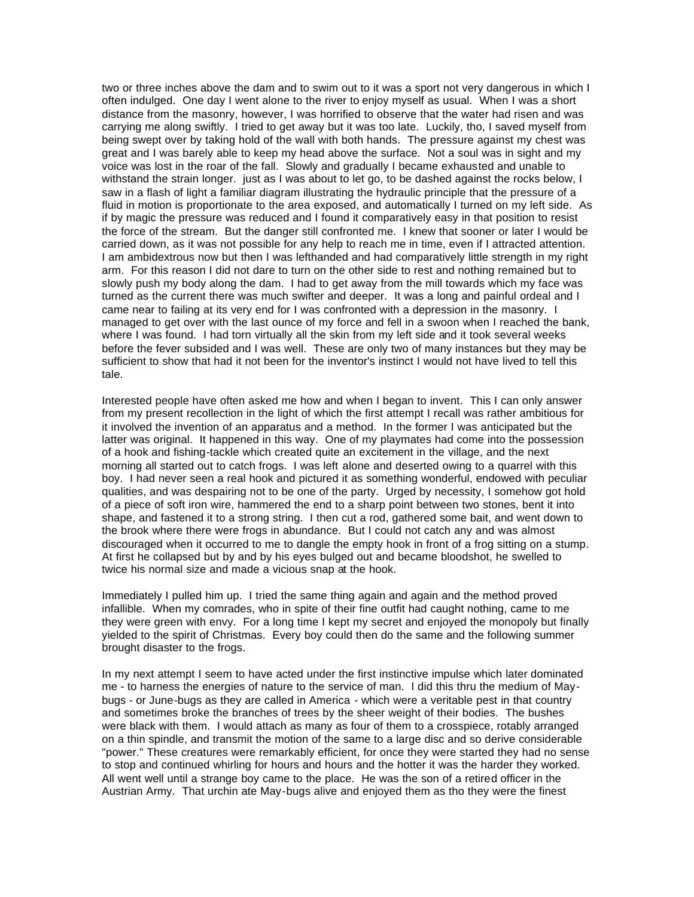two or three inches above the dam and to swim out to it was a sport not very dangerous in which I often indulged. One day I went alone to the river to enjoy myself as usual. When I was a short distance from the masonry, however, I was horrified to observe that the water had risen and was carrying me along swiftly. I tried to get away but it was too late. Luckily, tho, I saved myself from being swept over by taking hold of the wall with both hands. The pressure against my chest was great and I was barely able to keep my head above the surface. Not a soul was in sight and my voice was lost in the roar of the fall. Slowly and gradually I became exhausted and unable to withstand the strain longer. just as I was about to let go, to be dashed against the rocks below, I saw in a flash of light a familiar diagram illustrating the hydraulic principle that the pressure of a fluid in motion is proportionate to the area exposed, and automatically I turned on my left side. As if by magic the pressure was reduced and I found it comparatively easy in that position to resist the force of the stream. But the danger still confronted me. I knew that sooner or later I would be carried down, as it was not possible for any help to reach me in time, even if I attracted attention. I am ambidextrous now but then I was lefthanded and had comparatively little strength in my right arm. For this reason I did not dare to turn on the other side to rest and nothing remained but to slowly push my body along the dam. I had to get away from the mill towards which my face was turned as the current there was much swifter and deeper. It was a long and painful ordeal and I came near to failing at its very end for I was confronted with a depression in the masonry. I managed to get over with the last ounce of my force and fell in a swoon when I reached the bank, where I was found. I had torn virtually all the skin from my left side and it took several weeks before the fever subsided and I was well. These are only two of many instances but they may be sufficient to show that had it not been for the inventor's instinct I would not have lived to tell this tale.

Interested people have often asked me how and when I began to invent. This I can only answer from my present recollection in the light of which the first attempt I recall was rather ambitious for it involved the invention of an apparatus and a method. In the former I was anticipated but the latter was original. It happened in this way. One of my playmates had come into the possession of a hook and fishing-tackle which created quite an excitement in the village, and the next morning all started out to catch frogs. I was left alone and deserted owing to a quarrel with this boy. I had never seen a real hook and pictured it as something wonderful, endowed with peculiar qualities, and was despairing not to be one of the party. Urged by necessity, I somehow got hold of a piece of soft iron wire, hammered the end to a sharp point between two stones, bent it into shape, and fastened it to a strong string. I then cut a rod, gathered some bait, and went down to the brook where there were frogs in abundance. But I could not catch any and was almost discouraged when it occurred to me to dangle the empty hook in front of a frog sitting on a stump. At first he collapsed but by and by his eyes bulged out and became bloodshot, he swelled to twice his normal size and made a vicious snap at the hook.

Immediately I pulled him up. I tried the same thing again and again and the method proved infallible. When my comrades, who in spite of their fine outfit had caught nothing, came to me they were green with envy. For a long time I kept my secret and enjoyed the monopoly but finally yielded to the spirit of Christmas. Every boy could then do the same and the following summer brought disaster to the frogs.

In my next attempt I seem to have acted under the first instinctive impulse which later dominated me - to harness the energies of nature to the service of man. I did this thru the medium of May-bugs - or June-bugs as they are called in America - which were a veritable pest in that country and sometimes broke the branches of trees by the sheer weight of their bodies. The bushes were black with them. I would attach as many as four of them to a crosspiece, rotably arranged on a thin spindle, and transmit the motion of the same to a large disc and so derive considerable "power." These creatures were remarkably efficient, for once they were started they had no sense to stop and continued whirling for hours and hours and the hotter it was the harder they worked. All went well until a strange boy came to the place. He was the son of a retired officer in the Austrian Army. That urchin ate May-bugs alive and enjoyed them as tho they were the finest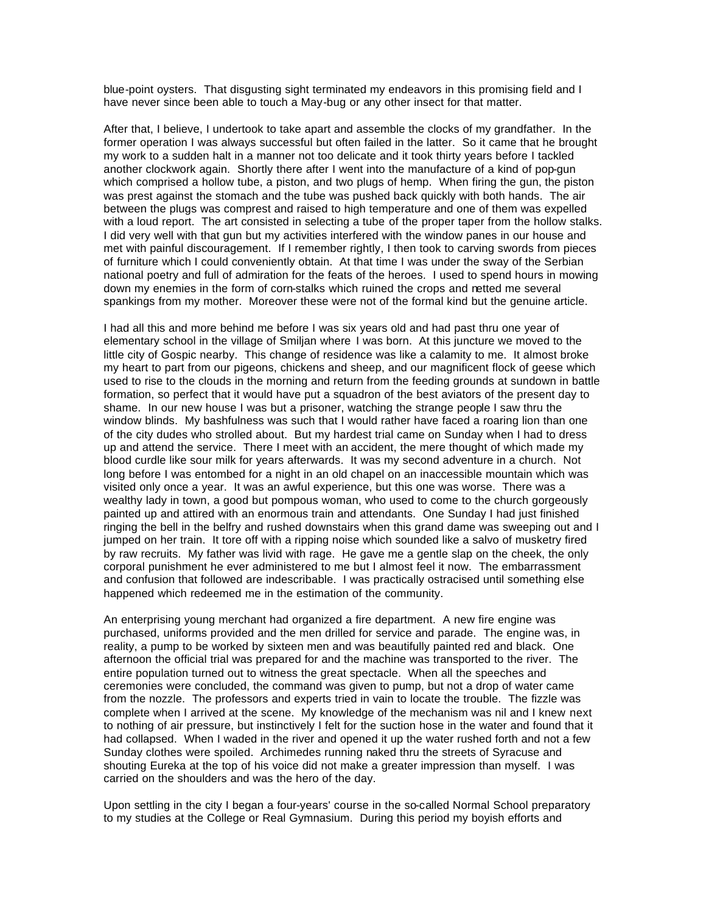blue-point oysters. That disgusting sight terminated my endeavors in this promising field and I have never since been able to touch a May-bug or any other insect for that matter.

After that, I believe, I undertook to take apart and assemble the clocks of my grandfather. In the former operation I was always successful but often failed in the latter. So it came that he brought my work to a sudden halt in a manner not too delicate and it took thirty years before I tackled another clockwork again. Shortly there after I went into the manufacture of a kind of pop-gun which comprised a hollow tube, a piston, and two plugs of hemp. When firing the gun, the piston was prest against the stomach and the tube was pushed back quickly with both hands. The air between the plugs was comprest and raised to high temperature and one of them was expelled with a loud report. The art consisted in selecting a tube of the proper taper from the hollow stalks. I did very well with that gun but my activities interfered with the window panes in our house and met with painful discouragement. If I remember rightly, I then took to carving swords from pieces of furniture which I could conveniently obtain. At that time I was under the sway of the Serbian national poetry and full of admiration for the feats of the heroes. I used to spend hours in mowing down my enemies in the form of corn-stalks which ruined the crops and netted me several spankings from my mother. Moreover these were not of the formal kind but the genuine article.

I had all this and more behind me before I was six years old and had past thru one year of elementary school in the village of Smiljan where I was born. At this juncture we moved to the little city of Gospic nearby. This change of residence was like a calamity to me. It almost broke my heart to part from our pigeons, chickens and sheep, and our magnificent flock of geese which used to rise to the clouds in the morning and return from the feeding grounds at sundown in battle formation, so perfect that it would have put a squadron of the best aviators of the present day to shame. In our new house I was but a prisoner, watching the strange people I saw thru the window blinds. My bashfulness was such that I would rather have faced a roaring lion than one of the city dudes who strolled about. But my hardest trial came on Sunday when I had to dress up and attend the service. There I meet with an accident, the mere thought of which made my blood curdle like sour milk for years afterwards. It was my second adventure in a church. Not long before I was entombed for a night in an old chapel on an inaccessible mountain which was visited only once a year. It was an awful experience, but this one was worse. There was a wealthy lady in town, a good but pompous woman, who used to come to the church gorgeously painted up and attired with an enormous train and attendants. One Sunday I had just finished ringing the bell in the belfry and rushed downstairs when this grand dame was sweeping out and I jumped on her train. It tore off with a ripping noise which sounded like a salvo of musketry fired by raw recruits. My father was livid with rage. He gave me a gentle slap on the cheek, the only corporal punishment he ever administered to me but I almost feel it now. The embarrassment and confusion that followed are indescribable. I was practically ostracised until something else happened which redeemed me in the estimation of the community.

An enterprising young merchant had organized a fire department. A new fire engine was purchased, uniforms provided and the men drilled for service and parade. The engine was, in reality, a pump to be worked by sixteen men and was beautifully painted red and black. One afternoon the official trial was prepared for and the machine was transported to the river. The entire population turned out to witness the great spectacle. When all the speeches and ceremonies were concluded, the command was given to pump, but not a drop of water came from the nozzle. The professors and experts tried in vain to locate the trouble. The fizzle was complete when I arrived at the scene. My knowledge of the mechanism was nil and I knew next to nothing of air pressure, but instinctively I felt for the suction hose in the water and found that it had collapsed. When I waded in the river and opened it up the water rushed forth and not a few Sunday clothes were spoiled. Archimedes running naked thru the streets of Syracuse and shouting Eureka at the top of his voice did not make a greater impression than myself. I was carried on the shoulders and was the hero of the day.

Upon settling in the city I began a four-years' course in the so-called Normal School preparatory to my studies at the College or Real Gymnasium. During this period my boyish efforts and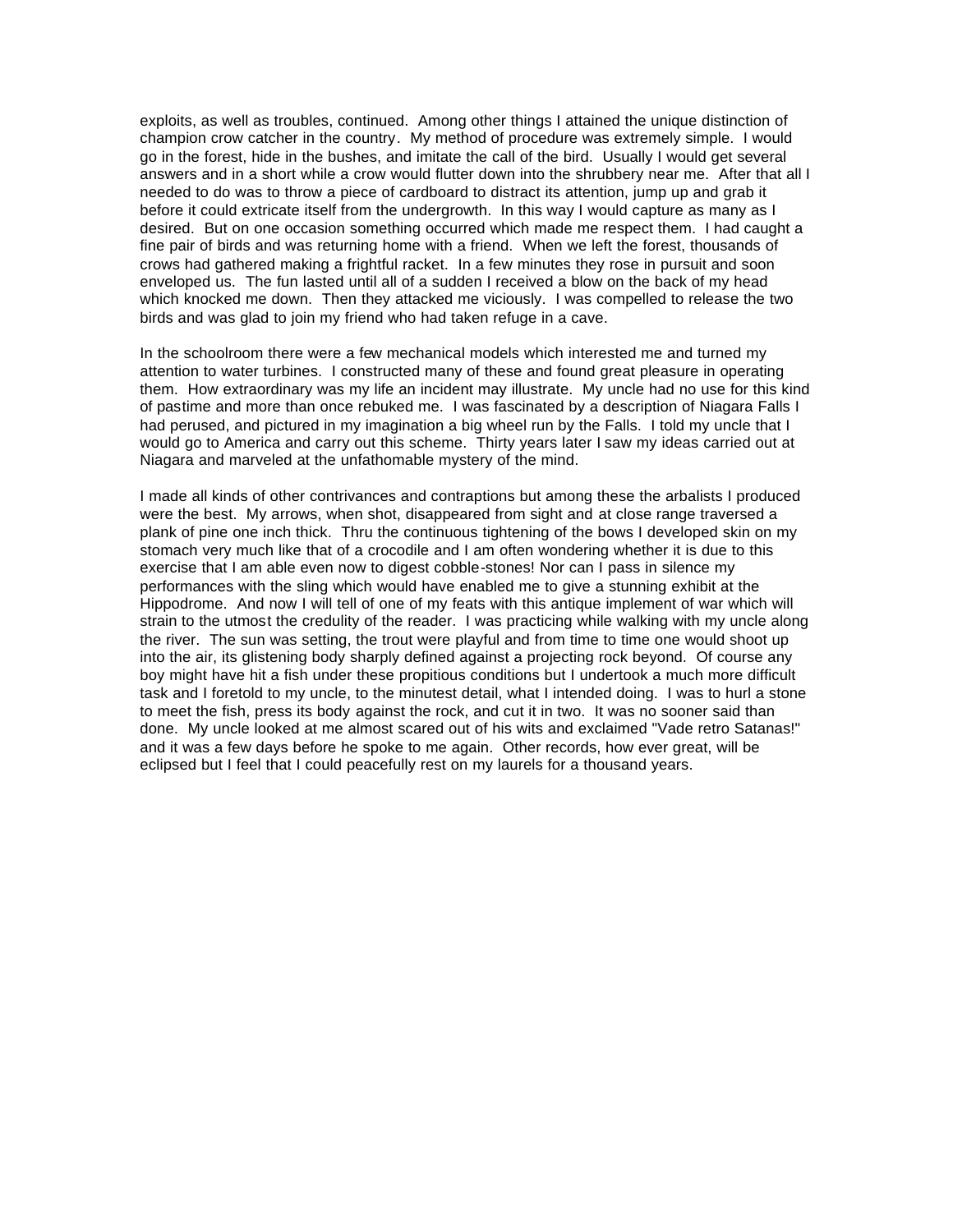exploits, as well as troubles, continued. Among other things I attained the unique distinction of champion crow catcher in the country. My method of procedure was extremely simple. I would go in the forest, hide in the bushes, and imitate the call of the bird. Usually I would get several answers and in a short while a crow would flutter down into the shrubbery near me. After that all I needed to do was to throw a piece of cardboard to distract its attention, jump up and grab it before it could extricate itself from the undergrowth. In this way I would capture as many as I desired. But on one occasion something occurred which made me respect them. I had caught a fine pair of birds and was returning home with a friend. When we left the forest, thousands of crows had gathered making a frightful racket. In a few minutes they rose in pursuit and soon enveloped us. The fun lasted until all of a sudden I received a blow on the back of my head which knocked me down. Then they attacked me viciously. I was compelled to release the two birds and was glad to join my friend who had taken refuge in a cave.

In the schoolroom there were a few mechanical models which interested me and turned my attention to water turbines. I constructed many of these and found great pleasure in operating them. How extraordinary was my life an incident may illustrate. My uncle had no use for this kind of pastime and more than once rebuked me. I was fascinated by a description of Niagara Falls I had perused, and pictured in my imagination a big wheel run by the Falls. I told my uncle that I would go to America and carry out this scheme. Thirty years later I saw my ideas carried out at Niagara and marveled at the unfathomable mystery of the mind.

I made all kinds of other contrivances and contraptions but among these the arbalists I produced were the best. My arrows, when shot, disappeared from sight and at close range traversed a plank of pine one inch thick. Thru the continuous tightening of the bows I developed skin on my stomach very much like that of a crocodile and I am often wondering whether it is due to this exercise that I am able even now to digest cobble-stones! Nor can I pass in silence my performances with the sling which would have enabled me to give a stunning exhibit at the Hippodrome. And now I will tell of one of my feats with this antique implement of war which will strain to the utmost the credulity of the reader. I was practicing while walking with my uncle along the river. The sun was setting, the trout were playful and from time to time one would shoot up into the air, its glistening body sharply defined against a projecting rock beyond. Of course any boy might have hit a fish under these propitious conditions but I undertook a much more difficult task and I foretold to my uncle, to the minutest detail, what I intended doing. I was to hurl a stone to meet the fish, press its body against the rock, and cut it in two. It was no sooner said than done. My uncle looked at me almost scared out of his wits and exclaimed "Vade retro Satanas!" and it was a few days before he spoke to me again. Other records, how ever great, will be eclipsed but I feel that I could peacefully rest on my laurels for a thousand years.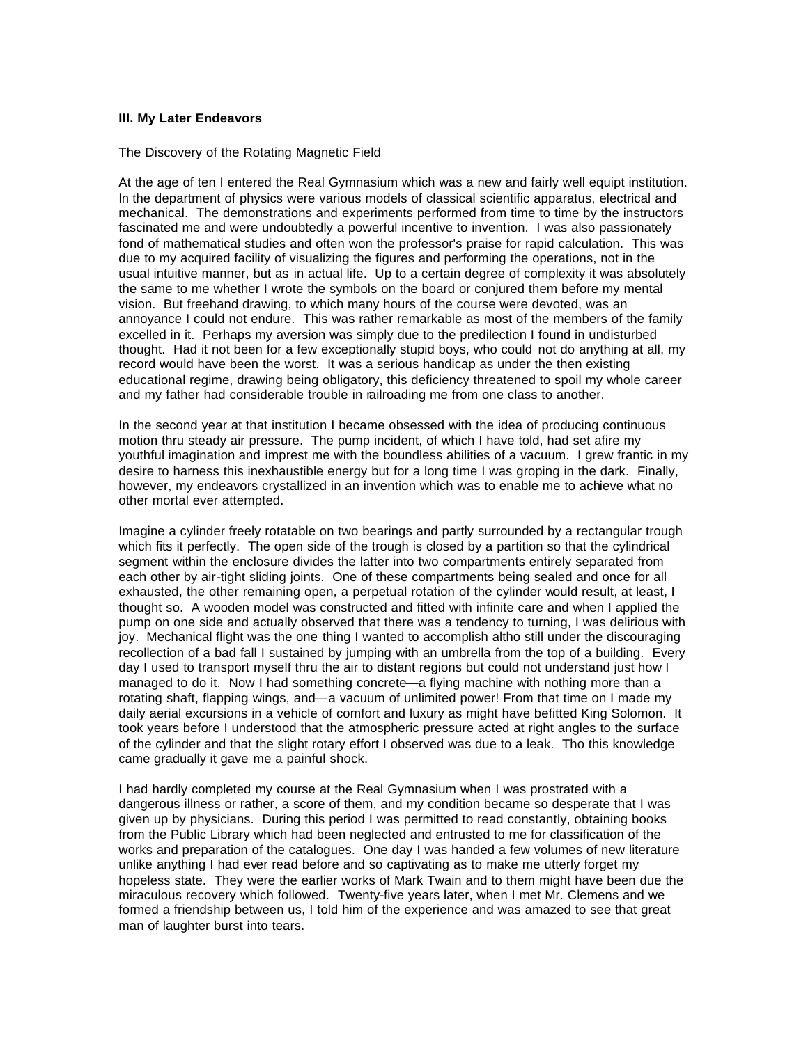### III. My Later Endeavors

The Discovery of the Rotating Magnetic Field

At the age of ten I entered the Real Gymnasium which was a new and fairly well equipt institution. In the department of physics were various models of classical scientific apparatus, electrical and mechanical. The demonstrations and experiments performed from time to time by the instructors fascinated me and were undoubtedly a powerful incentive to invention. I was also passionately fond of mathematical studies and often won the professor's praise for rapid calculation. This was due to my acquired facility of visualizing the figures and performing the operations, not in the usual intuitive manner, but as in actual life. Up to a certain degree of complexity it was absolutely the same to me whether I wrote the symbols on the board or conjured them before my mental vision. But freehand drawing, to which many hours of the course were devoted, was an annoyance I could not endure. This was rather remarkable as most of the members of the family excelled in it. Perhaps my aversion was simply due to the predilection I found in undisturbed thought. Had it not been for a few exceptionally stupid boys, who could not do anything at all, my record would have been the worst. It was a serious handicap as under the then existing educational regime, drawing being obligatory, this deficiency threatened to spoil my whole career and my father had considerable trouble in railroading me from one class to another.

In the second year at that institution I became obsessed with the idea of producing continuous motion thru steady air pressure. The pump incident, of which I have told, had set afire my youthful imagination and impress me with the boundless abilities of a vacuum. I grew frantic in my desire to harness this inexhaustible energy but for a long time I was groping in the dark. Finally, however, my endeavors crystallized in an invention which was to enable me to achieve what no other mortal ever attempted.

Imagine a cylinder freely rotatable on two bearings and partly surrounded by a rectangular trough which fits it perfectly. The open side of the trough is closed by a partition so that the cylindrical segment within the enclosure divides the latter into two compartments entirely separated from each other by air-tight sliding joints. One of these compartments being sealed and once for all exhausted, the other remaining open, a perpetual rotation of the cylinder would result, at least, I thought so. A wooden model was constructed and fitted with infinite care and when I applied the pump on one side and actually observed that there was a tendency to turning, I was delirious with joy. Mechanical flight was the one thing I wanted to accomplish altho still under the discouraging recollection of a bad fall I sustained by jumping with an umbrella from the top of a building. Every day I used to transport myself thru the air to distant regions but could not understand just how I managed to do it. Now I had something concrete—a flying machine with nothing more than a rotating shaft, flapping wings, and—a vacuum of unlimited power! From that time on I made my daily aerial excursions in a vehicle of comfort and luxury as might have befitted King Solomon. It took years before I understood that the atmospheric pressure acted at right angles to the surface of the cylinder and that the slight rotary effort I observed was due to a leak. Tho this knowledge came gradually it gave me a painful shock.

I had hardly completed my course at the Real Gymnasium when I was prostrated with a dangerous illness or rather, a score of them, and my condition became so desperate that I was given up by physicians. During this period I was permitted to read constantly, obtaining books from the Public Library which had been neglected and entrusted to me for classification of the works and preparation of the catalogues. One day I was handed a few volumes of new literature unlike anything I had ever read before and so captivating as to make me utterly forget my hopeless state. They were the earlier works of Mark Twain and to them might have been due the miraculous recovery which followed. Twenty-five years later, when I met Mr. Clemens and we formed a friendship between us, I told him of the experience and was amazed to see that great man of laughter burst into tears.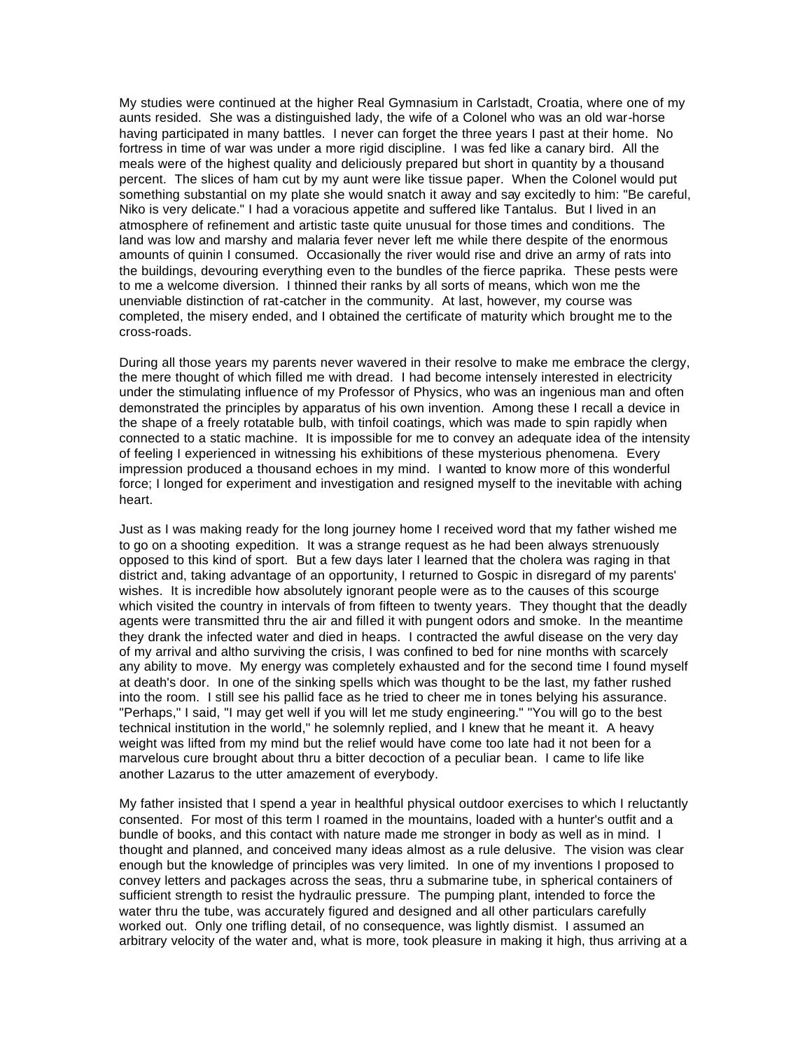My studies were continued at the higher Real Gymnasium in Carlstadt, Croatia, where one of my aunts resided. She was a distinguished lady, the wife of a Colonel who was an old war-horse having participated in many battles. I never can forget the three years I past at their home. No fortress in time of war was under a more rigid discipline. I was fed like a canary bird. All the meals were of the highest quality and deliciously prepared but short in quantity by a thousand percent. The slices of ham cut by my aunt were like tissue paper. When the Colonel would put something substantial on my plate she would snatch it away and say excitedly to him: "Be careful, Niko is very delicate." I had a voracious appetite and suffered like Tantalus. But I lived in an atmosphere of refinement and artistic taste quite unusual for those times and conditions. The land was low and marshy and malaria fever never left me while there despite of the enormous amounts of quinin I consumed. Occasionally the river would rise and drive an army of rats into the buildings, devouring everything even to the bundles of the fierce paprika. These pests were to me a welcome diversion. I thinned their ranks by all sorts of means, which won me the unenviable distinction of rat-catcher in the community. At last, however, my course was completed, the misery ended, and I obtained the certificate of maturity which brought me to the cross-roads.

During all those years my parents never wavered in their resolve to make me embrace the clergy, the mere thought of which filled me with dread. I had become intensely interested in electricity under the stimulating influence of my Professor of Physics, who was an ingenious man and often demonstrated the principles by apparatus of his own invention. Among these I recall a device in the shape of a freely rotatable bulb, with tinfoil coatings, which was made to spin rapidly when connected to a static machine. It is impossible for me to convey an adequate idea of the intensity of feeling I experienced in witnessing his exhibitions of these mysterious phenomena. Every impression produced a thousand echoes in my mind. I wanted to know more of this wonderful force; I longed for experiment and investigation and resigned myself to the inevitable with aching heart.

Just as I was making ready for the long journey home I received word that my father wished me to go on a shooting expedition. It was a strange request as he had been always strenuously opposed to this kind of sport. But a few days later I learned that the cholera was raging in that district and, taking advantage of an opportunity, I returned to Gospic in disregard of my parents' wishes. It is incredible how absolutely ignorant people were as to the causes of this scourge which visited the country in intervals of from fifteen to twenty years. They thought that the deadly agents were transmitted thru the air and filled it with pungent odors and smoke. In the meantime they drank the infected water and died in heaps. I contracted the awful disease on the very day of my arrival and altho surviving the crisis, I was confined to bed for nine months with scarcely any ability to move. My energy was completely exhausted and for the second time I found myself at death's door. In one of the sinking spells which was thought to be the last, my father rushed into the room. I still see his pallid face as he tried to cheer me in tones belying his assurance. "Perhaps," I said, "I may get well if you will let me study engineering." "You will go to the best technical institution in the world," he solemnly replied, and I knew that he meant it. A heavy weight was lifted from my mind but the relief would have come too late had it not been for a marvelous cure brought about thru a bitter decoction of a peculiar bean. I came to life like another Lazarus to the utter amazement of everybody.

My father insisted that I spend a year in healthful physical outdoor exercises to which I reluctantly consented. For most of this term I roamed in the mountains, loaded with a hunter's outfit and a bundle of books, and this contact with nature made me stronger in body as well as in mind. I thought and planned, and conceived many ideas almost as a rule delusive. The vision was clear enough but the knowledge of principles was very limited. In one of my inventions I proposed to convey letters and packages across the seas, thru a submarine tube, in spherical containers of sufficient strength to resist the hydraulic pressure. The pumping plant, intended to force the water thru the tube, was accurately figured and designed and all other particulars carefully worked out. Only one trifling detail, of no consequence, was lightly dismist. I assumed an arbitrary velocity of the water and, what is more, took pleasure in making it high, thus arriving at a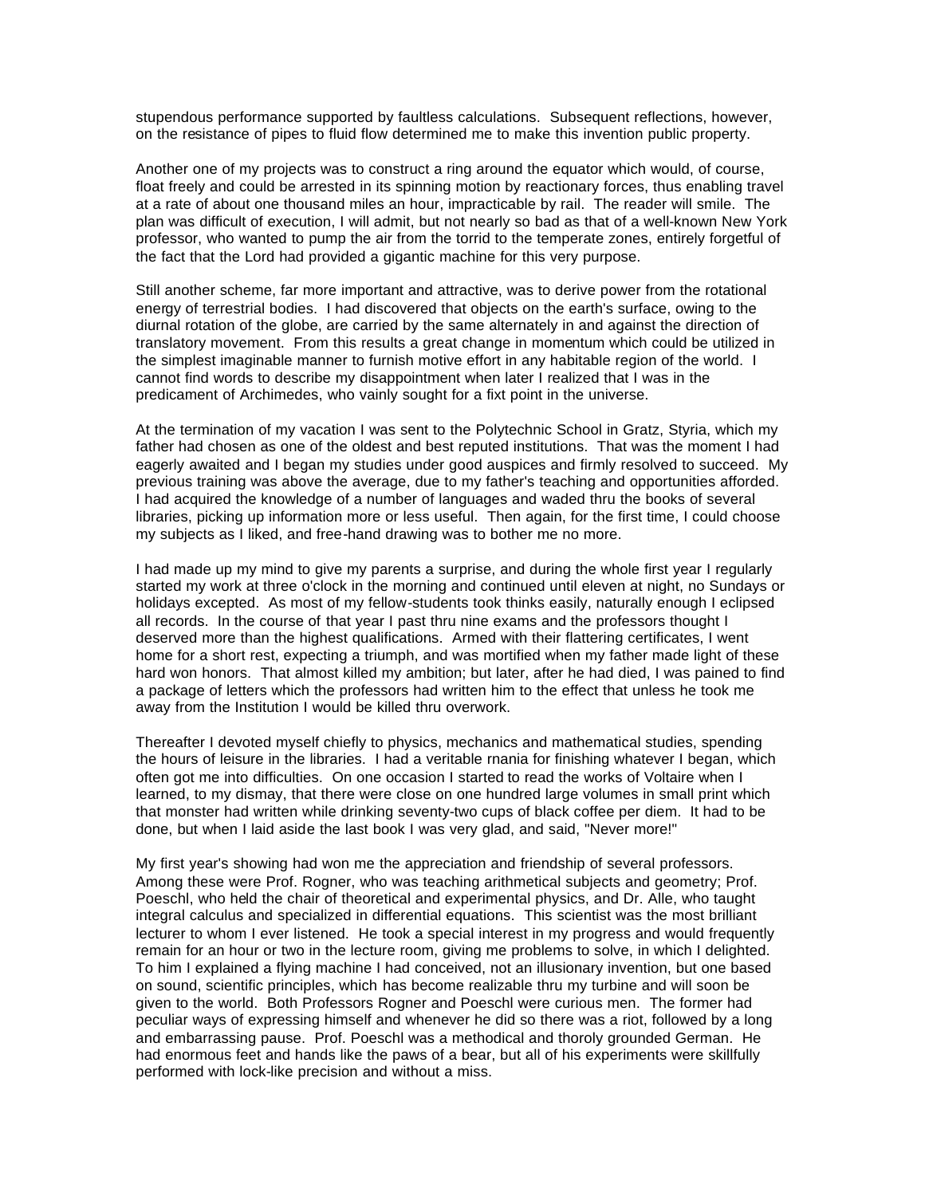stupendous performance supported by faultless calculations. Subsequent reflections, however, on the resistance of pipes to fluid flow determined me to make this invention public property.

Another one of my projects was to construct a ring around the equator which would, of course, float freely and could be arrested in its spinning motion by reactionary forces, thus enabling travel at a rate of about one thousand miles an hour, impracticable by rail. The reader will smile. The plan was difficult of execution, I will admit, but not nearly so bad as that of a well-known New York professor, who wanted to pump the air from the torrid to the temperate zones, entirely forgetful of the fact that the Lord had provided a gigantic machine for this very purpose.

Still another scheme, far more important and attractive, was to derive power from the rotational energy of terrestrial bodies. I had discovered that objects on the earth's surface, owing to the diurnal rotation of the globe, are carried by the same alternately in and against the direction of translatory movement. From this results a great change in momentum which could be utilized in the simplest imaginable manner to furnish motive effort in any habitable region of the world. I cannot find words to describe my disappointment when later I realized that I was in the predicament of Archimedes, who vainly sought for a fixt point in the universe.

At the termination of my vacation I was sent to the Polytechnic School in Gratz, Styria, which my father had chosen as one of the oldest and best reputed institutions. That was the moment I had eagerly awaited and I began my studies under good auspices and firmly resolved to succeed. My previous training was above the average, due to my father's teaching and opportunities afforded. I had acquired the knowledge of a number of languages and waded thru the books of several libraries, picking up information more or less useful. Then again, for the first time, I could choose my subjects as I liked, and free-hand drawing was to bother me no more.

I had made up my mind to give my parents a surprise, and during the whole first year I regularly started my work at three o'clock in the morning and continued until eleven at night, no Sundays or holidays excepted. As most of my fellow-students took thinks easily, naturally enough I eclipsed all records. In the course of that year I past thru nine exams and the professors thought I deserved more than the highest qualifications. Armed with their flattering certificates, I went home for a short rest, expecting a triumph, and was mortified when my father made light of these hard won honors. That almost killed my ambition; but later, after he had died, I was pained to find a package of letters which the professors had written him to the effect that unless he took me away from the Institution I would be killed thru overwork.

Thereafter I devoted myself chiefly to physics, mechanics and mathematical studies, spending the hours of leisure in the libraries. I had a veritable rnania for finishing whatever I began, which often got me into difficulties. On one occasion I started to read the works of Voltaire when I learned, to my dismay, that there were close on one hundred large volumes in small print which that monster had written while drinking seventy-two cups of black coffee per diem. It had to be done, but when I laid aside the last book I was very glad, and said, "Never more!"

My first year's showing had won me the appreciation and friendship of several professors. Among these were Prof. Rogner, who was teaching arithmetical subjects and geometry; Prof. Poeschl, who held the chair of theoretical and experimental physics, and Dr. Alle, who taught integral calculus and specialized in differential equations. This scientist was the most brilliant lecturer to whom I ever listened. He took a special interest in my progress and would frequently remain for an hour or two in the lecture room, giving me problems to solve, in which I delighted. To him I explained a flying machine I had conceived, not an illusionary invention, but one based on sound, scientific principles, which has become realizable thru my turbine and will soon be given to the world. Both Professors Rogner and Poeschl were curious men. The former had peculiar ways of expressing himself and whenever he did so there was a riot, followed by a long and embarrassing pause. Prof. Poeschl was a methodical and thoroly grounded German. He had enormous feet and hands like the paws of a bear, but all of his experiments were skillfully performed with lock-like precision and without a miss.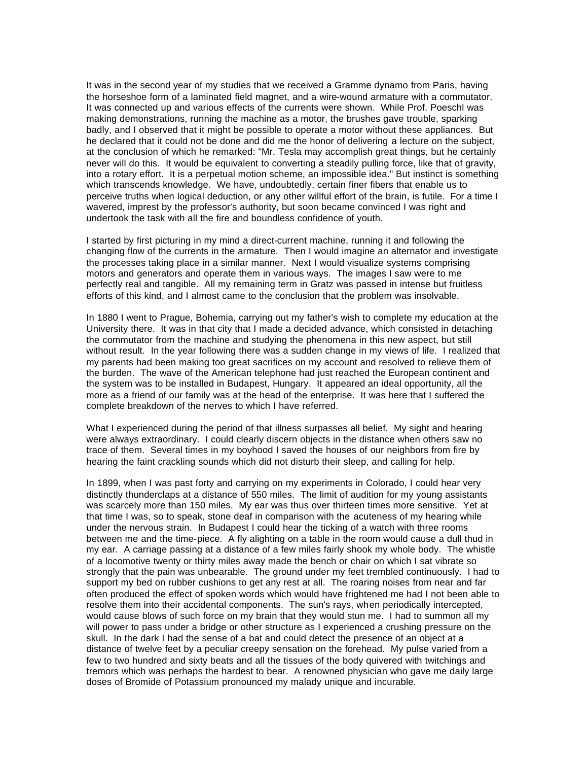It was in the second year of my studies that we received a Gramme dynamo from Paris, having the horseshoe form of a laminated field magnet, and a wire-wound armature with a commutator. It was connected up and various effects of the currents were shown. While Prof. Poeschl was making demonstrations, running the machine as a motor, the brushes gave trouble, sparking badly, and I observed that it might be possible to operate a motor without these appliances. But he declared that it could not be done and did me the honor of delivering a lecture on the subject, at the conclusion of which he remarked: "Mr. Tesla may accomplish great things, but he certainly never will do this. It would be equivalent to converting a steadily pulling force, like that of gravity, into a rotary effort. It is a perpetual motion scheme, an impossible idea." But instinct is something which transcends knowledge. We have, undoubtedly, certain finer fibers that enable us to perceive truths when logical deduction, or any other willful effort of the brain, is futile. For a time I wavered, impress by the professor's authority, but soon became convinced I was right and undertook the task with all the fire and boundless confidence of youth.

I started by first picturing in my mind a direct-current machine, running it and following the changing flow of the currents in the armature. Then I would imagine an alternator and investigate the processes taking place in a similar manner. Next I would visualize systems comprising motors and generators and operate them in various ways. The images I saw were to me perfectly real and tangible. All my remaining term in Gratz was passed in intense but fruitless efforts of this kind, and I almost came to the conclusion that the problem was insolvable.

In 1880 I went to Prague, Bohemia, carrying out my father's wish to complete my education at the University there. It was in that city that I made a decided advance, which consisted in detaching the commutator from the machine and studying the phenomena in this new aspect, but still without result. In the year following there was a sudden change in my views of life. I realized that my parents had been making too great sacrifices on my account and resolved to relieve them of the burden. The wave of the American telephone had just reached the European continent and the system was to be installed in Budapest, Hungary. It appeared an ideal opportunity, all the more as a friend of our family was at the head of the enterprise. It was here that I suffered the complete breakdown of the nerves to which I have referred.

What I experienced during the period of that illness surpasses all belief. My sight and hearing were always extraordinary. I could clearly discern objects in the distance when others saw no trace of them. Several times in my boyhood I saved the houses of our neighbors from fire by hearing the faint crackling sounds which did not disturb their sleep, and calling for help.

In 1899, when I was past forty and carrying on my experiments in Colorado, I could hear very distinctly thunderclaps at a distance of 550 miles. The limit of audition for my young assistants was scarcely more than 150 miles. My ear was thus over thirteen times more sensitive. Yet at that time I was, so to speak, stone deaf in comparison with the acuteness of my hearing while under the nervous strain. In Budapest I could hear the ticking of a watch with three rooms between me and the time-piece. A fly alighting on a table in the room would cause a dull thud in my ear. A carriage passing at a distance of a few miles fairly shook my whole body. The whistle of a locomotive twenty or thirty miles away made the bench or chair on which I sat vibrate so strongly that the pain was unbearable. The ground under my feet trembled continuously. I had to support my bed on rubber cushions to get any rest at all. The roaring noises from near and far often produced the effect of spoken words which would have frightened me had I not been able to resolve them into their accidental components. The sun's rays, when periodically intercepted, would cause blows of such force on my brain that they would stun me. I had to summon all my will power to pass under a bridge or other structure as I experienced a crushing pressure on the skull. In the dark I had the sense of a bat and could detect the presence of an object at a distance of twelve feet by a peculiar creepy sensation on the forehead. My pulse varied from a few to two hundred and sixty beats and all the tissues of the body quivered with twitchings and tremors which was perhaps the hardest to bear. A renowned physician who gave me daily large doses of Bromide of Potassium pronounced my malady unique and incurable.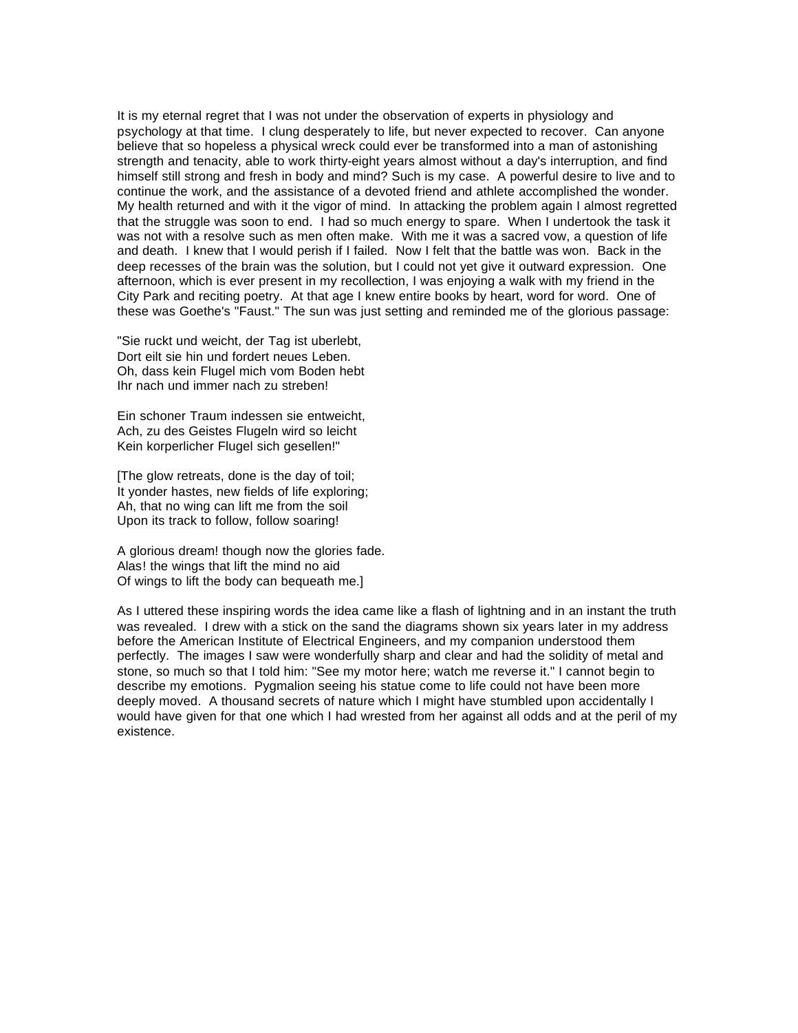It is my eternal regret that I was not under the observation of experts in physiology and psychology at that time. I clung desperately to life, but never expected to recover. Can anyone believe that so hopeless a physical wreck could ever be transformed into a man of astonishing strength and tenacity, able to work thirty-eight years almost without a day's interruption, and find himself still strong and fresh in body and mind? Such is my case. A powerful desire to live and to continue the work, and the assistance of a devoted friend and athlete accomplished the wonder. My health returned and with it the vigor of mind. In attacking the problem again I almost regretted that the struggle was soon to end. I had so much energy to spare. When I undertook the task it was not with a resolve such as men often make. With me it was a sacred vow, a question of life and death. I knew that I would perish if I failed. Now I felt that the battle was won. Back in the deep recesses of the brain was the solution, but I could not yet give it outward expression. One afternoon, which is ever present in my recollection, I was enjoying a walk with my friend in the City Park and reciting poetry. At that age I knew entire books by heart, word for word. One of these was Goethe's "Faust." The sun was just setting and reminded me of the glorious passage:

"Sie ruckt und weicht, der Tag ist uberlebt,
Dort eilt sie hin und fordert neues Leben.
Oh, dass kein Flugel mich vom Boden hebt
Ihr nach und immer nach zu streben!

Ein schoner Traum indessen sie entweicht,
Ach, zu des Geistes Flugeln wird so leicht
Kein korperlicher Flugel sich gesellen!"

[The glow retreats, done is the day of toil;
It yonder hastes, new fields of life exploring;
Ah, that no wing can lift me from the soil
Upon its track to follow, follow soaring!

A glorious dream! though now the glories fade.
Alas! the wings that lift the mind no aid
Of wings to lift the body can bequeath me.]

As I uttered these inspiring words the idea came like a flash of lightning and in an instant the truth was revealed. I drew with a stick on the sand the diagrams shown six years later in my address before the American Institute of Electrical Engineers, and my companion understood them perfectly. The images I saw were wonderfully sharp and clear and had the solidity of metal and stone, so much so that I told him: "See my motor here; watch me reverse it." I cannot begin to describe my emotions. Pygmalion seeing his statue come to life could not have been more deeply moved. A thousand secrets of nature which I might have stumbled upon accidentally I would have given for that one which I had wrested from her against all odds and at the peril of my existence.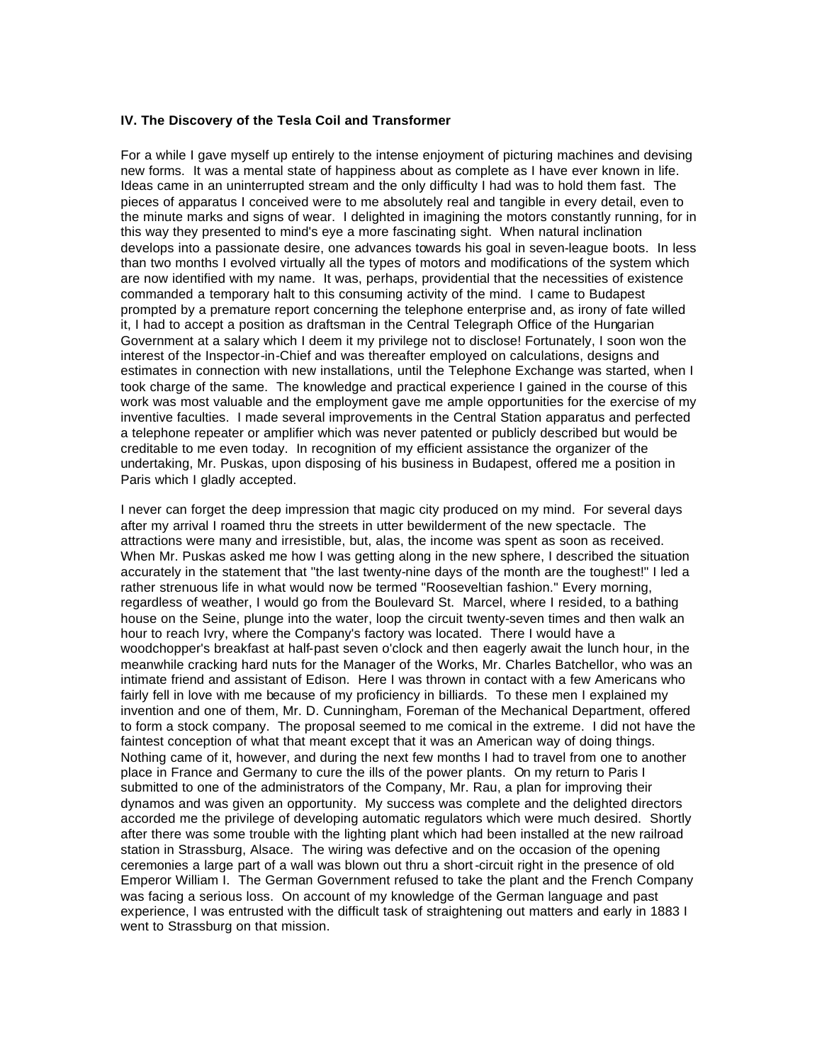### IV. The Discovery of the Tesla Coil and Transformer

For a while I gave myself up entirely to the intense enjoyment of picturing machines and devising new forms. It was a mental state of happiness about as complete as I have ever known in life. Ideas came in an uninterrupted stream and the only difficulty I had was to hold them fast. The pieces of apparatus I conceived were to me absolutely real and tangible in every detail, even to the minute marks and signs of wear. I delighted in imagining the motors constantly running, for in this way they presented to mind's eye a more fascinating sight. When natural inclination develops into a passionate desire, one advances towards his goal in seven-league boots. In less than two months I evolved virtually all the types of motors and modifications of the system which are now identified with my name. It was, perhaps, providential that the necessities of existence commanded a temporary halt to this consuming activity of the mind. I came to Budapest prompted by a premature report concerning the telephone enterprise and, as irony of fate willed it, I had to accept a position as draftsman in the Central Telegraph Office of the Hungarian Government at a salary which I deem it my privilege not to disclose! Fortunately, I soon won the interest of the Inspector-in-Chief and was thereafter employed on calculations, designs and estimates in connection with new installations, until the Telephone Exchange was started, when I took charge of the same. The knowledge and practical experience I gained in the course of this work was most valuable and the employment gave me ample opportunities for the exercise of my inventive faculties. I made several improvements in the Central Station apparatus and perfected a telephone repeater or amplifier which was never patented or publicly described but would be creditable to me even today. In recognition of my efficient assistance the organizer of the undertaking, Mr. Puskas, upon disposing of his business in Budapest, offered me a position in Paris which I gladly accepted.

I never can forget the deep impression that magic city produced on my mind. For several days after my arrival I roamed thru the streets in utter bewilderment of the new spectacle. The attractions were many and irresistible, but, alas, the income was spent as soon as received. When Mr. Puskas asked me how I was getting along in the new sphere, I described the situation accurately in the statement that "the last twenty-nine days of the month are the toughest!" I led a rather strenuous life in what would now be termed "Rooseveltian fashion." Every morning, regardless of weather, I would go from the Boulevard St. Marcel, where I resided, to a bathing house on the Seine, plunge into the water, loop the circuit twenty-seven times and then walk an hour to reach Ivry, where the Company's factory was located. There I would have a woodchopper's breakfast at half-past seven o'clock and then eagerly await the lunch hour, in the meanwhile cracking hard nuts for the Manager of the Works, Mr. Charles Batchellor, who was an intimate friend and assistant of Edison. Here I was thrown in contact with a few Americans who fairly fell in love with me because of my proficiency in billiards. To these men I explained my invention and one of them, Mr. D. Cunningham, Foreman of the Mechanical Department, offered to form a stock company. The proposal seemed to me comical in the extreme. I did not have the faintest conception of what that meant except that it was an American way of doing things. Nothing came of it, however, and during the next few months I had to travel from one to another place in France and Germany to cure the ills of the power plants. On my return to Paris I submitted to one of the administrators of the Company, Mr. Rau, a plan for improving their dynamos and was given an opportunity. My success was complete and the delighted directors accorded me the privilege of developing automatic regulators which were much desired. Shortly after there was some trouble with the lighting plant which had been installed at the new railroad station in Strassburg, Alsace. The wiring was defective and on the occasion of the opening ceremonies a large part of a wall was blown out thru a short-circuit right in the presence of old Emperor William I. The German Government refused to take the plant and the French Company was facing a serious loss. On account of my knowledge of the German language and past experience, I was entrusted with the difficult task of straightening out matters and early in 1883 I went to Strassburg on that mission.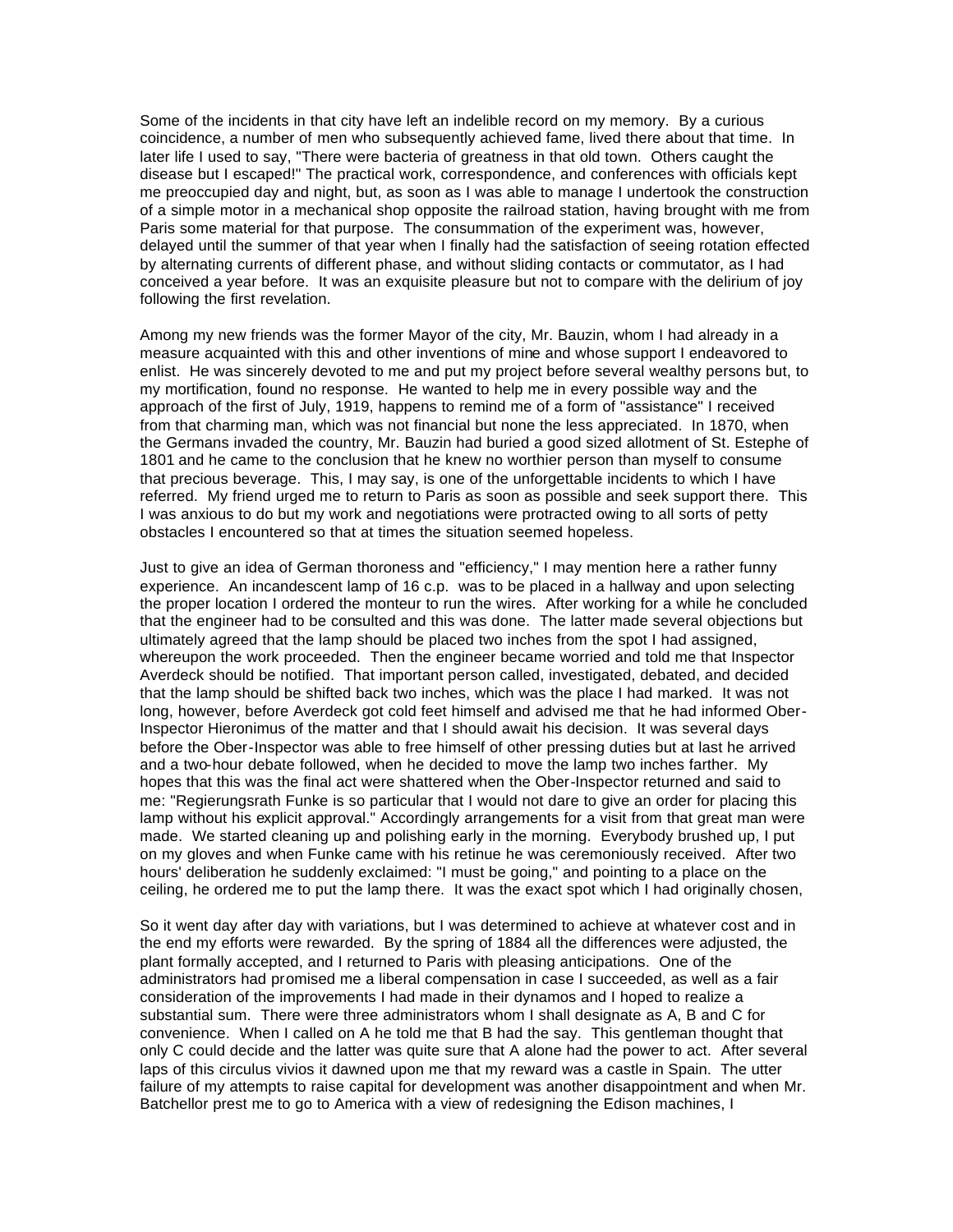Some of the incidents in that city have left an indelible record on my memory. By a curious coincidence, a number of men who subsequently achieved fame, lived there about that time. In later life I used to say, "There were bacteria of greatness in that old town. Others caught the disease but I escaped!" The practical work, correspondence, and conferences with officials kept me preoccupied day and night, but, as soon as I was able to manage I undertook the construction of a simple motor in a mechanical shop opposite the railroad station, having brought with me from Paris some material for that purpose. The consummation of the experiment was, however, delayed until the summer of that year when I finally had the satisfaction of seeing rotation effected by alternating currents of different phase, and without sliding contacts or commutator, as I had conceived a year before. It was an exquisite pleasure but not to compare with the delirium of joy following the first revelation.

Among my new friends was the former Mayor of the city, Mr. Bauzin, whom I had already in a measure acquainted with this and other inventions of mine and whose support I endeavored to enlist. He was sincerely devoted to me and put my project before several wealthy persons but, to my mortification, found no response. He wanted to help me in every possible way and the approach of the first of July, 1919, happens to remind me of a form of "assistance" I received from that charming man, which was not financial but none the less appreciated. In 1870, when the Germans invaded the country, Mr. Bauzin had buried a good sized allotment of St. Estephe of 1801 and he came to the conclusion that he knew no worthier person than myself to consume that precious beverage. This, I may say, is one of the unforgettable incidents to which I have referred. My friend urged me to return to Paris as soon as possible and seek support there. This I was anxious to do but my work and negotiations were protracted owing to all sorts of petty obstacles I encountered so that at times the situation seemed hopeless.

Just to give an idea of German thoroness and "efficiency," I may mention here a rather funny experience. An incandescent lamp of 16 c.p. was to be placed in a hallway and upon selecting the proper location I ordered the monteur to run the wires. After working for a while he concluded that the engineer had to be consulted and this was done. The latter made several objections but ultimately agreed that the lamp should be placed two inches from the spot I had assigned, whereupon the work proceeded. Then the engineer became worried and told me that Inspector Averdeck should be notified. That important person called, investigated, debated, and decided that the lamp should be shifted back two inches, which was the place I had marked. It was not long, however, before Averdeck got cold feet himself and advised me that he had informed Ober-Inspector Hieronimus of the matter and that I should await his decision. It was several days before the Ober-Inspector was able to free himself of other pressing duties but at last he arrived and a two-hour debate followed, when he decided to move the lamp two inches farther. My hopes that this was the final act were shattered when the Ober-Inspector returned and said to me: "Regierungsrath Funke is so particular that I would not dare to give an order for placing this lamp without his explicit approval." Accordingly arrangements for a visit from that great man were made. We started cleaning up and polishing early in the morning. Everybody brushed up, I put on my gloves and when Funke came with his retinue he was ceremoniously received. After two hours' deliberation he suddenly exclaimed: "I must be going," and pointing to a place on the ceiling, he ordered me to put the lamp there. It was the exact spot which I had originally chosen,

So it went day after day with variations, but I was determined to achieve at whatever cost and in the end my efforts were rewarded. By the spring of 1884 all the differences were adjusted, the plant formally accepted, and I returned to Paris with pleasing anticipations. One of the administrators had promised me a liberal compensation in case I succeeded, as well as a fair consideration of the improvements I had made in their dynamos and I hoped to realize a substantial sum. There were three administrators whom I shall designate as A, B and C for convenience. When I called on A he told me that B had the say. This gentleman thought that only C could decide and the latter was quite sure that A alone had the power to act. After several laps of this circulus vivios it dawned upon me that my reward was a castle in Spain. The utter failure of my attempts to raise capital for development was another disappointment and when Mr. Batchellor prest me to go to America with a view of redesigning the Edison machines, I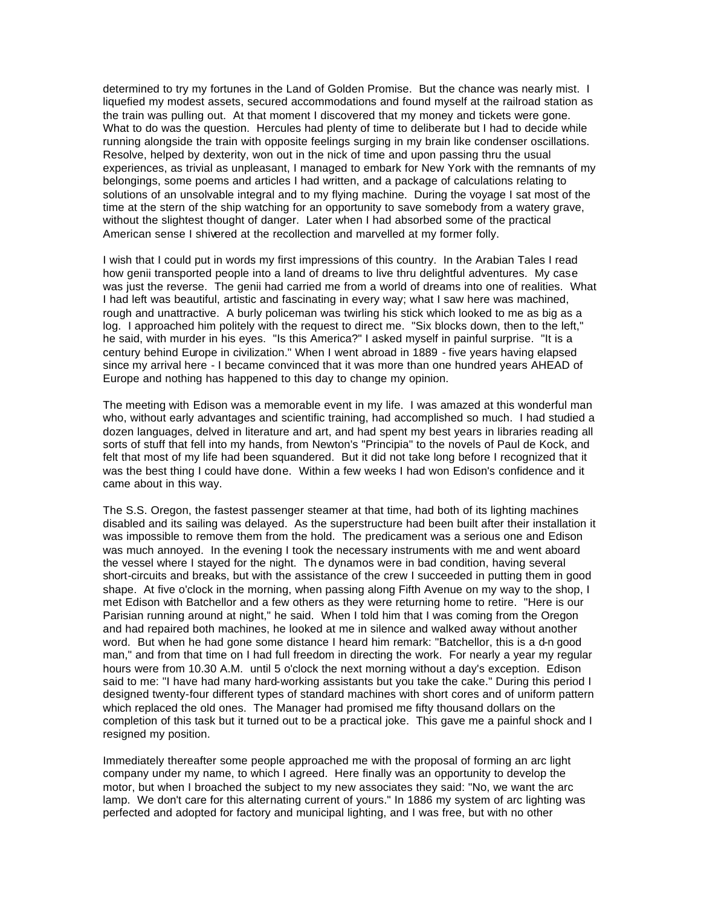determined to try my fortunes in the Land of Golden Promise. But the chance was nearly mist. I liquefied my modest assets, secured accommodations and found myself at the railroad station as the train was pulling out. At that moment I discovered that my money and tickets were gone. What to do was the question. Hercules had plenty of time to deliberate but I had to decide while running alongside the train with opposite feelings surging in my brain like condenser oscillations. Resolve, helped by dexterity, won out in the nick of time and upon passing thru the usual experiences, as trivial as unpleasant, I managed to embark for New York with the remnants of my belongings, some poems and articles I had written, and a package of calculations relating to solutions of an unsolvable integral and to my flying machine. During the voyage I sat most of the time at the stern of the ship watching for an opportunity to save somebody from a watery grave, without the slightest thought of danger. Later when I had absorbed some of the practical American sense I shivered at the recollection and marvelled at my former folly.

I wish that I could put in words my first impressions of this country. In the Arabian Tales I read how genii transported people into a land of dreams to live thru delightful adventures. My case was just the reverse. The genii had carried me from a world of dreams into one of realities. What I had left was beautiful, artistic and fascinating in every way; what I saw here was machined, rough and unattractive. A burly policeman was twirling his stick which looked to me as big as a log. I approached him politely with the request to direct me. "Six blocks down, then to the left," he said, with murder in his eyes. "Is this America?" I asked myself in painful surprise. "It is a century behind Europe in civilization." When I went abroad in 1889 - five years having elapsed since my arrival here - I became convinced that it was more than one hundred years AHEAD of Europe and nothing has happened to this day to change my opinion.

The meeting with Edison was a memorable event in my life. I was amazed at this wonderful man who, without early advantages and scientific training, had accomplished so much. I had studied a dozen languages, delved in literature and art, and had spent my best years in libraries reading all sorts of stuff that fell into my hands, from Newton's "Principia" to the novels of Paul de Kock, and felt that most of my life had been squandered. But it did not take long before I recognized that it was the best thing I could have done. Within a few weeks I had won Edison's confidence and it came about in this way.

The S.S. Oregon, the fastest passenger steamer at that time, had both of its lighting machines disabled and its sailing was delayed. As the superstructure had been built after their installation it was impossible to remove them from the hold. The predicament was a serious one and Edison was much annoyed. In the evening I took the necessary instruments with me and went aboard the vessel where I stayed for the night. The dynamos were in bad condition, having several short-circuits and breaks, but with the assistance of the crew I succeeded in putting them in good shape. At five o'clock in the morning, when passing along Fifth Avenue on my way to the shop, I met Edison with Batchellor and a few others as they were returning home to retire. "Here is our Parisian running around at night," he said. When I told him that I was coming from the Oregon and had repaired both machines, he looked at me in silence and walked away without another word. But when he had gone some distance I heard him remark: "Batchellor, this is a d-n good man," and from that time on I had full freedom in directing the work. For nearly a year my regular hours were from 10.30 A.M. until 5 o'clock the next morning without a day's exception. Edison said to me: "I have had many hard-working assistants but you take the cake." During this period I designed twenty-four different types of standard machines with short cores and of uniform pattern which replaced the old ones. The Manager had promised me fifty thousand dollars on the completion of this task but it turned out to be a practical joke. This gave me a painful shock and I resigned my position.

Immediately thereafter some people approached me with the proposal of forming an arc light company under my name, to which I agreed. Here finally was an opportunity to develop the motor, but when I broached the subject to my new associates they said: "No, we want the arc lamp. We don't care for this alternating current of yours." In 1886 my system of arc lighting was perfected and adopted for factory and municipal lighting, and I was free, but with no other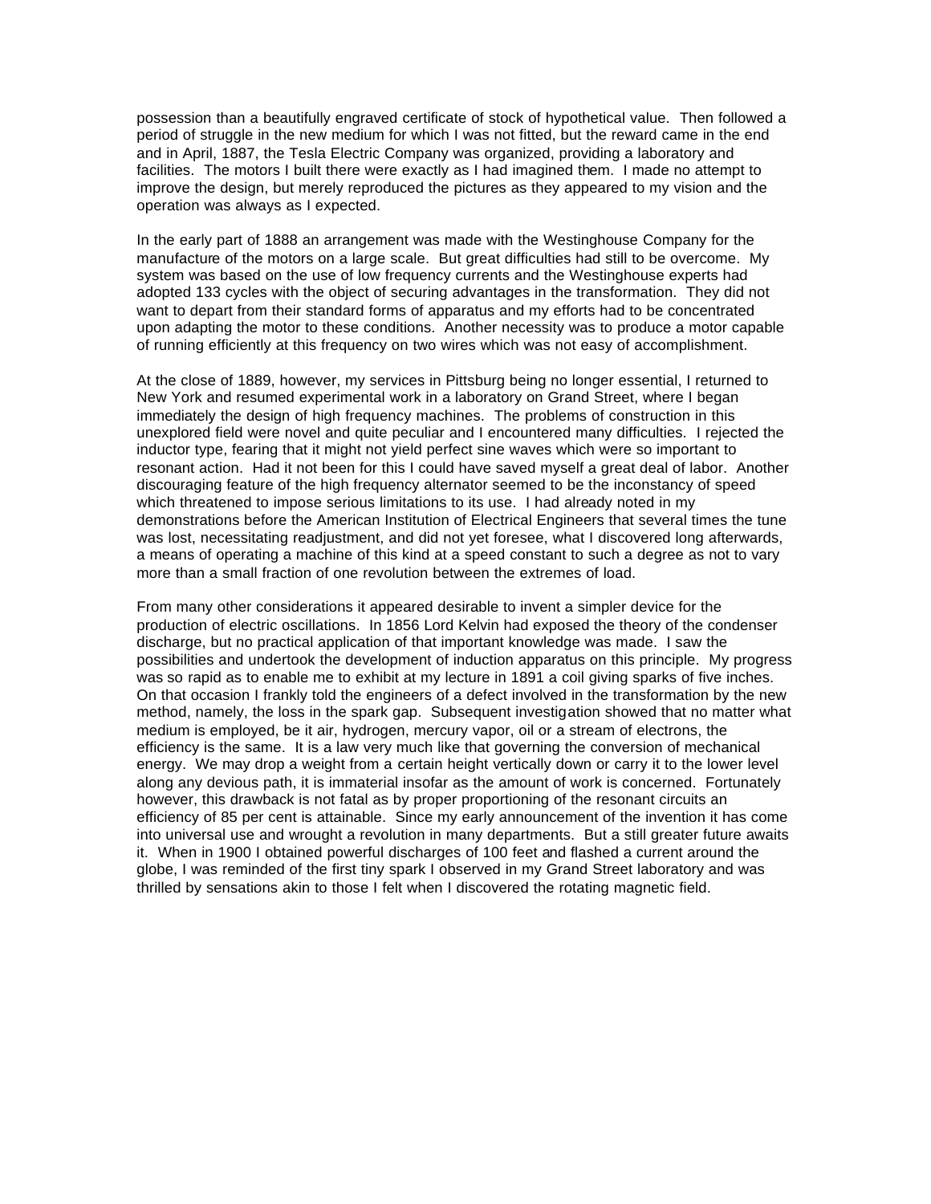possession than a beautifully engraved certificate of stock of hypothetical value. Then followed a period of struggle in the new medium for which I was not fitted, but the reward came in the end and in April, 1887, the Tesla Electric Company was organized, providing a laboratory and facilities. The motors I built there were exactly as I had imagined them. I made no attempt to improve the design, but merely reproduced the pictures as they appeared to my vision and the operation was always as I expected.

In the early part of 1888 an arrangement was made with the Westinghouse Company for the manufacture of the motors on a large scale. But great difficulties had still to be overcome. My system was based on the use of low frequency currents and the Westinghouse experts had adopted 133 cycles with the object of securing advantages in the transformation. They did not want to depart from their standard forms of apparatus and my efforts had to be concentrated upon adapting the motor to these conditions. Another necessity was to produce a motor capable of running efficiently at this frequency on two wires which was not easy of accomplishment.

At the close of 1889, however, my services in Pittsburg being no longer essential, I returned to New York and resumed experimental work in a laboratory on Grand Street, where I began immediately the design of high frequency machines. The problems of construction in this unexplored field were novel and quite peculiar and I encountered many difficulties. I rejected the inductor type, fearing that it might not yield perfect sine waves which were so important to resonant action. Had it not been for this I could have saved myself a great deal of labor. Another discouraging feature of the high frequency alternator seemed to be the inconstancy of speed which threatened to impose serious limitations to its use. I had already noted in my demonstrations before the American Institution of Electrical Engineers that several times the tune was lost, necessitating readjustment, and did not yet foresee, what I discovered long afterwards, a means of operating a machine of this kind at a speed constant to such a degree as not to vary more than a small fraction of one revolution between the extremes of load.

From many other considerations it appeared desirable to invent a simpler device for the production of electric oscillations. In 1856 Lord Kelvin had exposed the theory of the condenser discharge, but no practical application of that important knowledge was made. I saw the possibilities and undertook the development of induction apparatus on this principle. My progress was so rapid as to enable me to exhibit at my lecture in 1891 a coil giving sparks of five inches. On that occasion I frankly told the engineers of a defect involved in the transformation by the new method, namely, the loss in the spark gap. Subsequent investigation showed that no matter what medium is employed, be it air, hydrogen, mercury vapor, oil or a stream of electrons, the efficiency is the same. It is a law very much like that governing the conversion of mechanical energy. We may drop a weight from a certain height vertically down or carry it to the lower level along any devious path, it is immaterial insofar as the amount of work is concerned. Fortunately however, this drawback is not fatal as by proper proportioning of the resonant circuits an efficiency of 85 per cent is attainable. Since my early announcement of the invention it has come into universal use and wrought a revolution in many departments. But a still greater future awaits it. When in 1900 I obtained powerful discharges of 100 feet and flashed a current around the globe, I was reminded of the first tiny spark I observed in my Grand Street laboratory and was thrilled by sensations akin to those I felt when I discovered the rotating magnetic field.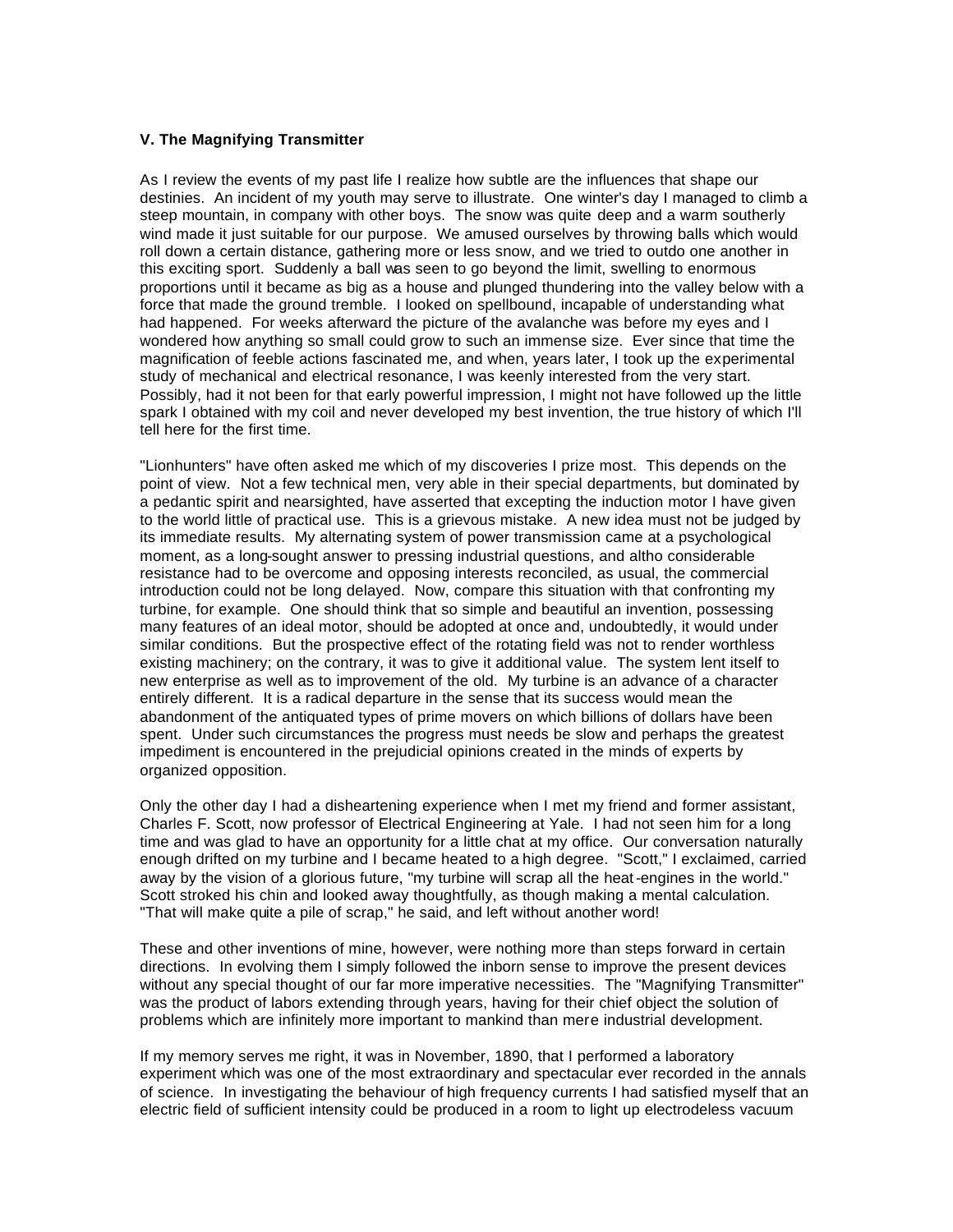**V. The Magnifying Transmitter**

As I review the events of my past life I realize how subtle are the influences that shape our destinies. An incident of my youth may serve to illustrate. One winter's day I managed to climb a steep mountain, in company with other boys. The snow was quite deep and a warm southerly wind made it just suitable for our purpose. We amused ourselves by throwing balls which would roll down a certain distance, gathering more or less snow, and we tried to outdo one another in this exciting sport. Suddenly a ball was seen to go beyond the limit, swelling to enormous proportions until it became as big as a house and plunged thundering into the valley below with a force that made the ground tremble. I looked on spellbound, incapable of understanding what had happened. For weeks afterward the picture of the avalanche was before my eyes and I wondered how anything so small could grow to such an immense size. Ever since that time the magnification of feeble actions fascinated me, and when, years later, I took up the experimental study of mechanical and electrical resonance, I was keenly interested from the very start. Possibly, had it not been for that early powerful impression, I might not have followed up the little spark I obtained with my coil and never developed my best invention, the true history of which I'll tell here for the first time.

"Lionhunters" have often asked me which of my discoveries I prize most. This depends on the point of view. Not a few technical men, very able in their special departments, but dominated by a pedantic spirit and nearsighted, have asserted that excepting the induction motor I have given to the world little of practical use. This is a grievous mistake. A new idea must not be judged by its immediate results. My alternating system of power transmission came at a psychological moment, as a long-sought answer to pressing industrial questions, and altho considerable resistance had to be overcome and opposing interests reconciled, as usual, the commercial introduction could not be long delayed. Now, compare this situation with that confronting my turbine, for example. One should think that so simple and beautiful an invention, possessing many features of an ideal motor, should be adopted at once and, undoubtedly, it would under similar conditions. But the prospective effect of the rotating field was not to render worthless existing machinery; on the contrary, it was to give it additional value. The system lent itself to new enterprise as well as to improvement of the old. My turbine is an advance of a character entirely different. It is a radical departure in the sense that its success would mean the abandonment of the antiquated types of prime movers on which billions of dollars have been spent. Under such circumstances the progress must needs be slow and perhaps the greatest impediment is encountered in the prejudicial opinions created in the minds of experts by organized opposition.

Only the other day I had a disheartening experience when I met my friend and former assistant, Charles F. Scott, now professor of Electrical Engineering at Yale. I had not seen him for a long time and was glad to have an opportunity for a little chat at my office. Our conversation naturally enough drifted on my turbine and I became heated to a high degree. "Scott," I exclaimed, carried away by the vision of a glorious future, "my turbine will scrap all the heat-engines in the world." Scott stroked his chin and looked away thoughtfully, as though making a mental calculation. "That will make quite a pile of scrap," he said, and left without another word!

These and other inventions of mine, however, were nothing more than steps forward in certain directions. In evolving them I simply followed the inborn sense to improve the present devices without any special thought of our far more imperative necessities. The "Magnifying Transmitter" was the product of labors extending through years, having for their chief object the solution of problems which are infinitely more important to mankind than mere industrial development.

If my memory serves me right, it was in November, 1890, that I performed a laboratory experiment which was one of the most extraordinary and spectacular ever recorded in the annals of science. In investigating the behaviour of high frequency currents I had satisfied myself that an electric field of sufficient intensity could be produced in a room to light up electrodeless vacuum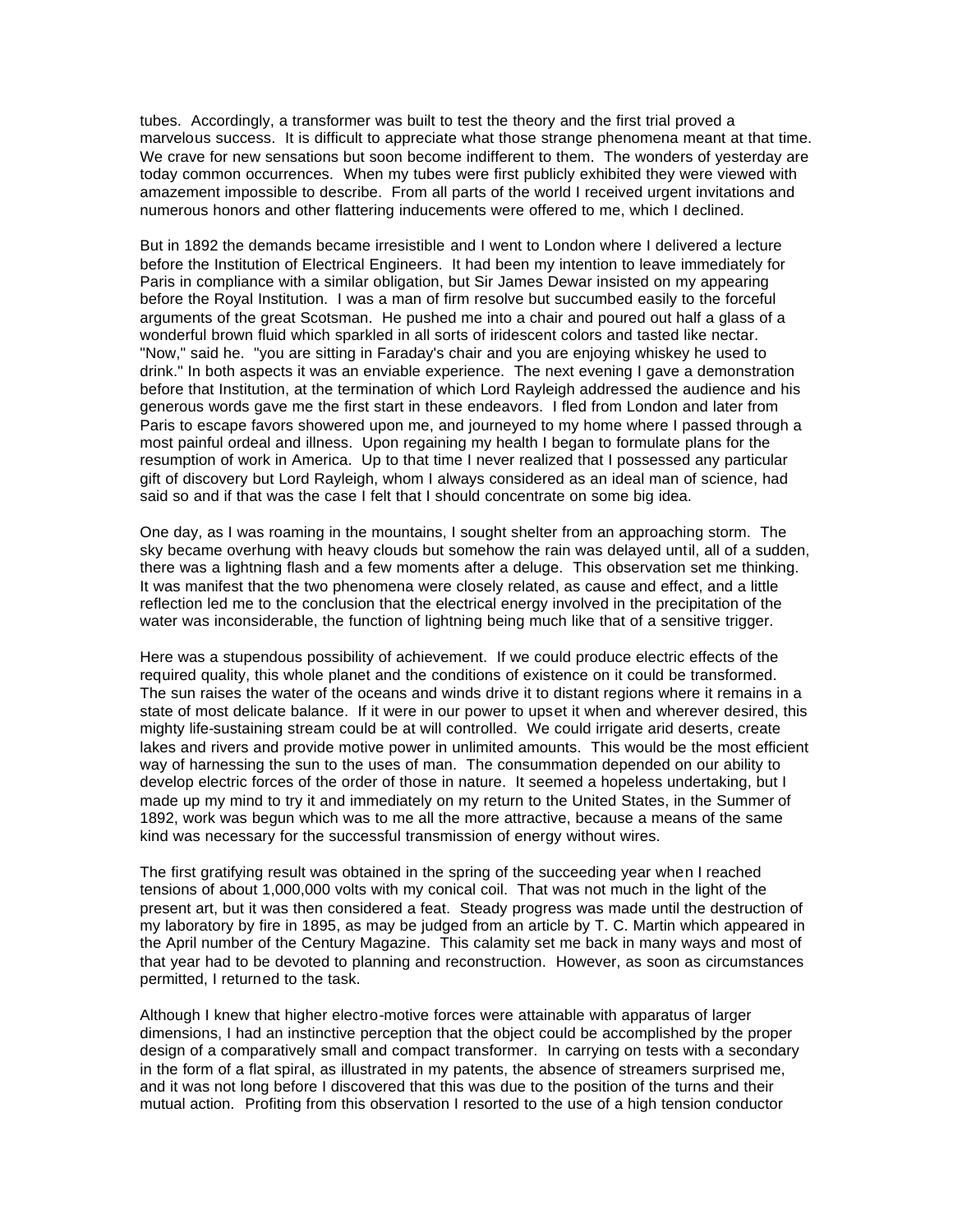tubes. Accordingly, a transformer was built to test the theory and the first trial proved a marvelous success. It is difficult to appreciate what those strange phenomena meant at that time. We crave for new sensations but soon become indifferent to them. The wonders of yesterday are today common occurrences. When my tubes were first publicly exhibited they were viewed with amazement impossible to describe. From all parts of the world I received urgent invitations and numerous honors and other flattering inducements were offered to me, which I declined.

But in 1892 the demands became irresistible and I went to London where I delivered a lecture before the Institution of Electrical Engineers. It had been my intention to leave immediately for Paris in compliance with a similar obligation, but Sir James Dewar insisted on my appearing before the Royal Institution. I was a man of firm resolve but succumbed easily to the forceful arguments of the great Scotsman. He pushed me into a chair and poured out half a glass of a wonderful brown fluid which sparkled in all sorts of iridescent colors and tasted like nectar. "Now," said he. "you are sitting in Faraday's chair and you are enjoying whiskey he used to drink." In both aspects it was an enviable experience. The next evening I gave a demonstration before that Institution, at the termination of which Lord Rayleigh addressed the audience and his generous words gave me the first start in these endeavors. I fled from London and later from Paris to escape favors showered upon me, and journeyed to my home where I passed through a most painful ordeal and illness. Upon regaining my health I began to formulate plans for the resumption of work in America. Up to that time I never realized that I possessed any particular gift of discovery but Lord Rayleigh, whom I always considered as an ideal man of science, had said so and if that was the case I felt that I should concentrate on some big idea.

One day, as I was roaming in the mountains, I sought shelter from an approaching storm. The sky became overhung with heavy clouds but somehow the rain was delayed until, all of a sudden, there was a lightning flash and a few moments after a deluge. This observation set me thinking. It was manifest that the two phenomena were closely related, as cause and effect, and a little reflection led me to the conclusion that the electrical energy involved in the precipitation of the water was inconsiderable, the function of lightning being much like that of a sensitive trigger.

Here was a stupendous possibility of achievement. If we could produce electric effects of the required quality, this whole planet and the conditions of existence on it could be transformed. The sun raises the water of the oceans and winds drive it to distant regions where it remains in a state of most delicate balance. If it were in our power to upset it when and wherever desired, this mighty life-sustaining stream could be at will controlled. We could irrigate arid deserts, create lakes and rivers and provide motive power in unlimited amounts. This would be the most efficient way of harnessing the sun to the uses of man. The consummation depended on our ability to develop electric forces of the order of those in nature. It seemed a hopeless undertaking, but I made up my mind to try it and immediately on my return to the United States, in the Summer of 1892, work was begun which was to me all the more attractive, because a means of the same kind was necessary for the successful transmission of energy without wires.

The first gratifying result was obtained in the spring of the succeeding year when I reached tensions of about 1,000,000 volts with my conical coil. That was not much in the light of the present art, but it was then considered a feat. Steady progress was made until the destruction of my laboratory by fire in 1895, as may be judged from an article by T. C. Martin which appeared in the April number of the Century Magazine. This calamity set me back in many ways and most of that year had to be devoted to planning and reconstruction. However, as soon as circumstances permitted, I returned to the task.

Although I knew that higher electro-motive forces were attainable with apparatus of larger dimensions, I had an instinctive perception that the object could be accomplished by the proper design of a comparatively small and compact transformer. In carrying on tests with a secondary in the form of a flat spiral, as illustrated in my patents, the absence of streamers surprised me, and it was not long before I discovered that this was due to the position of the turns and their mutual action. Profiting from this observation I resorted to the use of a high tension conductor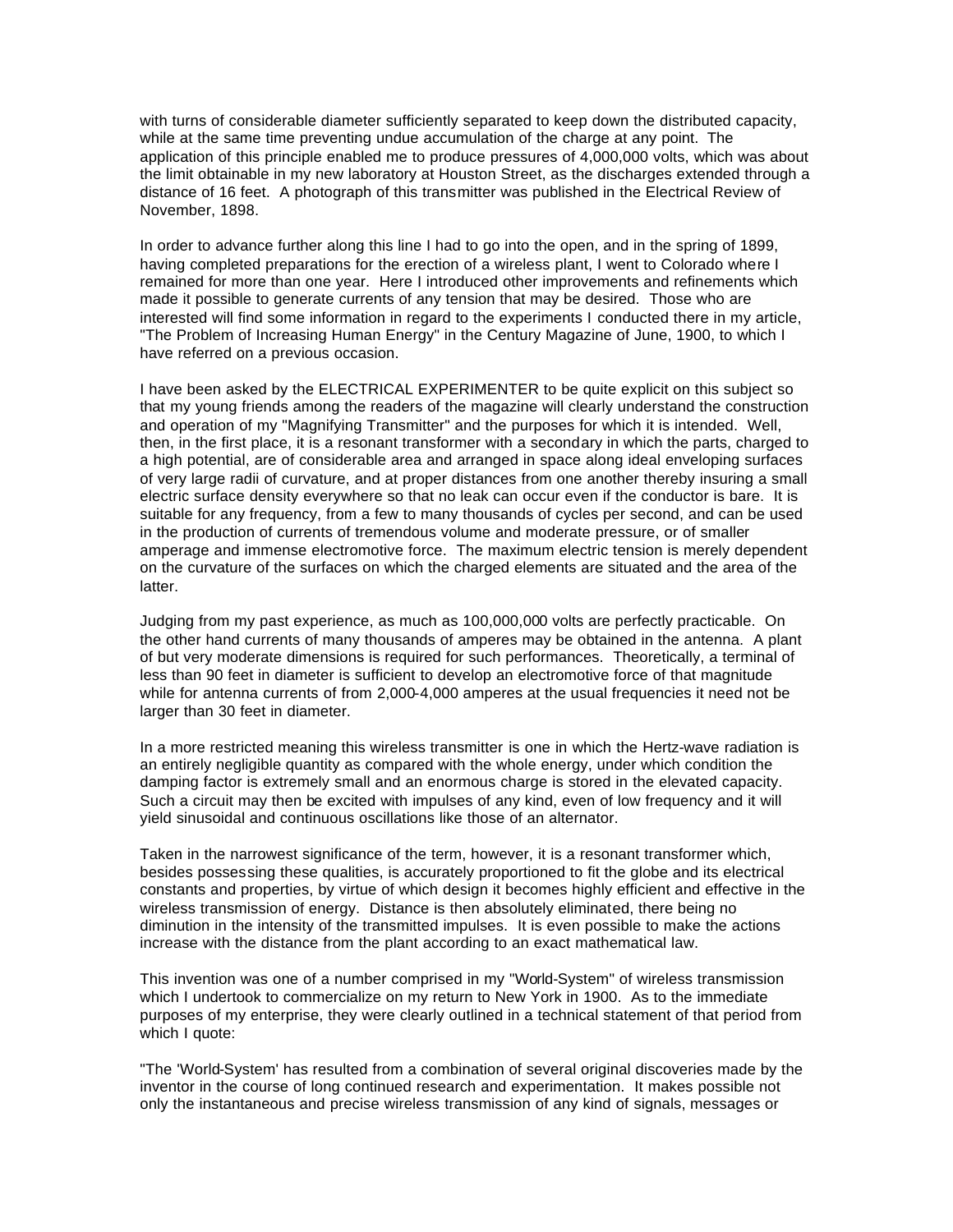with turns of considerable diameter sufficiently separated to keep down the distributed capacity, while at the same time preventing undue accumulation of the charge at any point. The application of this principle enabled me to produce pressures of 4,000,000 volts, which was about the limit obtainable in my new laboratory at Houston Street, as the discharges extended through a distance of 16 feet. A photograph of this transmitter was published in the Electrical Review of November, 1898.

In order to advance further along this line I had to go into the open, and in the spring of 1899, having completed preparations for the erection of a wireless plant, I went to Colorado where I remained for more than one year. Here I introduced other improvements and refinements which made it possible to generate currents of any tension that may be desired. Those who are interested will find some information in regard to the experiments I conducted there in my article, "The Problem of Increasing Human Energy" in the Century Magazine of June, 1900, to which I have referred on a previous occasion.

I have been asked by the ELECTRICAL EXPERIMENTER to be quite explicit on this subject so that my young friends among the readers of the magazine will clearly understand the construction and operation of my "Magnifying Transmitter" and the purposes for which it is intended. Well, then, in the first place, it is a resonant transformer with a secondary in which the parts, charged to a high potential, are of considerable area and arranged in space along ideal enveloping surfaces of very large radii of curvature, and at proper distances from one another thereby insuring a small electric surface density everywhere so that no leak can occur even if the conductor is bare. It is suitable for any frequency, from a few to many thousands of cycles per second, and can be used in the production of currents of tremendous volume and moderate pressure, or of smaller amperage and immense electromotive force. The maximum electric tension is merely dependent on the curvature of the surfaces on which the charged elements are situated and the area of the latter.

Judging from my past experience, as much as 100,000,000 volts are perfectly practicable. On the other hand currents of many thousands of amperes may be obtained in the antenna. A plant of but very moderate dimensions is required for such performances. Theoretically, a terminal of less than 90 feet in diameter is sufficient to develop an electromotive force of that magnitude while for antenna currents of from 2,000-4,000 amperes at the usual frequencies it need not be larger than 30 feet in diameter.

In a more restricted meaning this wireless transmitter is one in which the Hertz-wave radiation is an entirely negligible quantity as compared with the whole energy, under which condition the damping factor is extremely small and an enormous charge is stored in the elevated capacity. Such a circuit may then be excited with impulses of any kind, even of low frequency and it will yield sinusoidal and continuous oscillations like those of an alternator.

Taken in the narrowest significance of the term, however, it is a resonant transformer which, besides possessing these qualities, is accurately proportioned to fit the globe and its electrical constants and properties, by virtue of which design it becomes highly efficient and effective in the wireless transmission of energy. Distance is then absolutely eliminated, there being no diminution in the intensity of the transmitted impulses. It is even possible to make the actions increase with the distance from the plant according to an exact mathematical law.

This invention was one of a number comprised in my "World-System" of wireless transmission which I undertook to commercialize on my return to New York in 1900. As to the immediate purposes of my enterprise, they were clearly outlined in a technical statement of that period from which I quote:

"The 'World-System' has resulted from a combination of several original discoveries made by the inventor in the course of long continued research and experimentation. It makes possible not only the instantaneous and precise wireless transmission of any kind of signals, messages or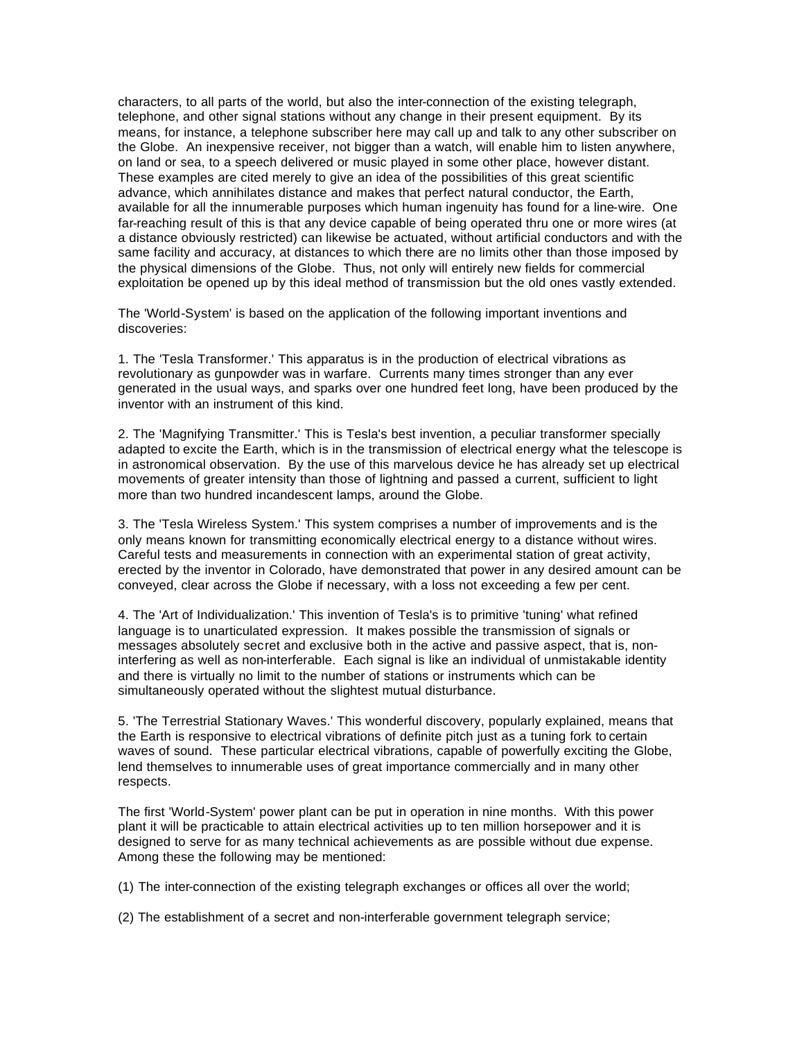characters, to all parts of the world, but also the inter-connection of the existing telegraph, telephone, and other signal stations without any change in their present equipment. By its means, for instance, a telephone subscriber here may call up and talk to any other subscriber on the Globe. An inexpensive receiver, not bigger than a watch, will enable him to listen anywhere, on land or sea, to a speech delivered or music played in some other place, however distant. These examples are cited merely to give an idea of the possibilities of this great scientific advance, which annihilates distance and makes that perfect natural conductor, the Earth, available for all the innumerable purposes which human ingenuity has found for a line-wire. One far-reaching result of this is that any device capable of being operated thru one or more wires (at a distance obviously restricted) can likewise be actuated, without artificial conductors and with the same facility and accuracy, at distances to which there are no limits other than those imposed by the physical dimensions of the Globe. Thus, not only will entirely new fields for commercial exploitation be opened up by this ideal method of transmission but the old ones vastly extended.

The 'World-System' is based on the application of the following important inventions and discoveries:

1. The 'Tesla Transformer.' This apparatus is in the production of electrical vibrations as revolutionary as gunpowder was in warfare. Currents many times stronger than any ever generated in the usual ways, and sparks over one hundred feet long, have been produced by the inventor with an instrument of this kind.

2. The 'Magnifying Transmitter.' This is Tesla's best invention, a peculiar transformer specially adapted to excite the Earth, which is in the transmission of electrical energy what the telescope is in astronomical observation. By the use of this marvelous device he has already set up electrical movements of greater intensity than those of lightning and passed a current, sufficient to light more than two hundred incandescent lamps, around the Globe.

3. The 'Tesla Wireless System.' This system comprises a number of improvements and is the only means known for transmitting economically electrical energy to a distance without wires. Careful tests and measurements in connection with an experimental station of great activity, erected by the inventor in Colorado, have demonstrated that power in any desired amount can be conveyed, clear across the Globe if necessary, with a loss not exceeding a few per cent.

4. The 'Art of Individualization.' This invention of Tesla's is to primitive 'tuning' what refined language is to unarticulated expression. It makes possible the transmission of signals or messages absolutely secret and exclusive both in the active and passive aspect, that is, non-interfering as well as non-interferable. Each signal is like an individual of unmistakable identity and there is virtually no limit to the number of stations or instruments which can be simultaneously operated without the slightest mutual disturbance.

5. 'The Terrestrial Stationary Waves.' This wonderful discovery, popularly explained, means that the Earth is responsive to electrical vibrations of definite pitch just as a tuning fork to certain waves of sound. These particular electrical vibrations, capable of powerfully exciting the Globe, lend themselves to innumerable uses of great importance commercially and in many other respects.

The first 'World-System' power plant can be put in operation in nine months. With this power plant it will be practicable to attain electrical activities up to ten million horsepower and it is designed to serve for as many technical achievements as are possible without due expense. Among these the following may be mentioned:

(1) The inter-connection of the existing telegraph exchanges or offices all over the world;

(2) The establishment of a secret and non-interferable government telegraph service;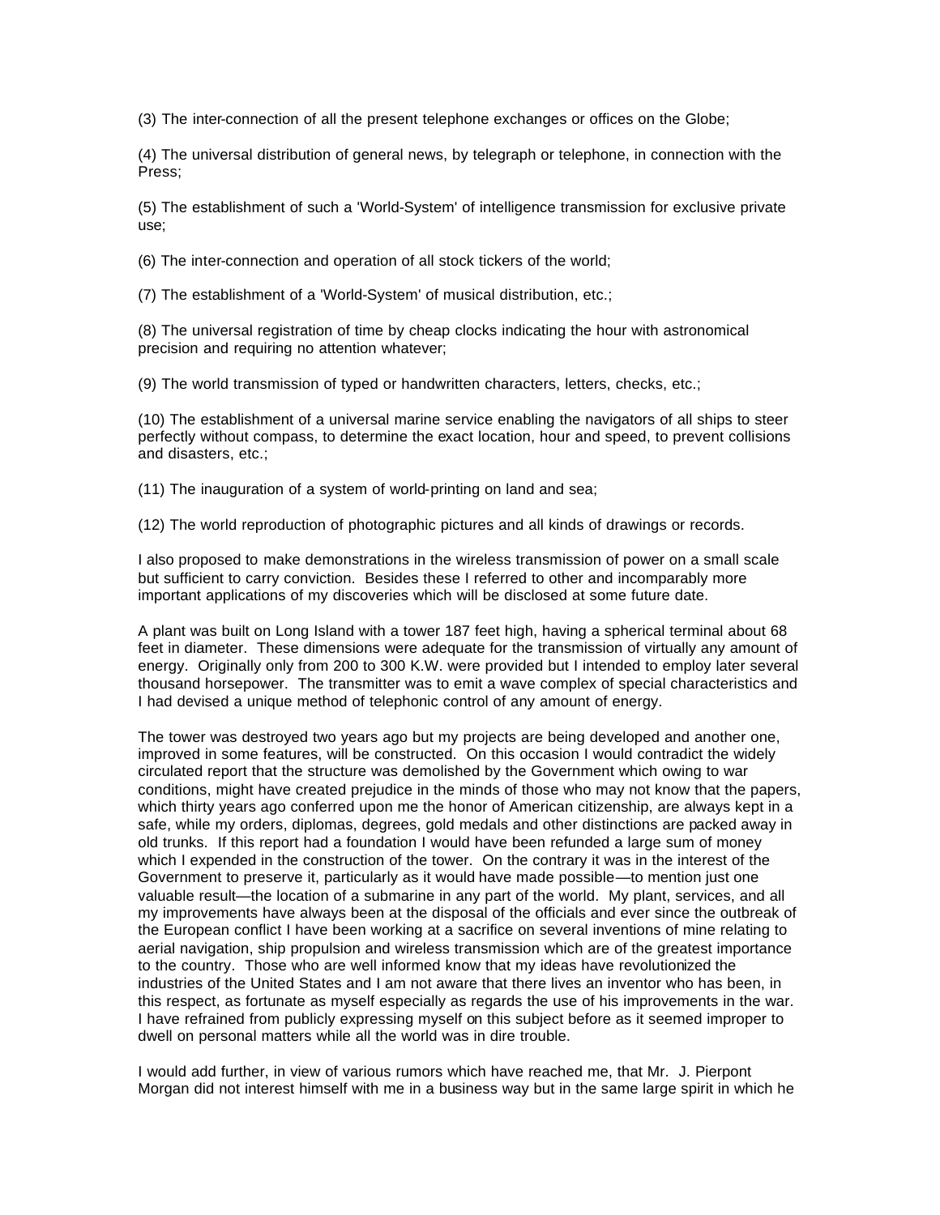(3) The inter-connection of all the present telephone exchanges or offices on the Globe;

(4) The universal distribution of general news, by telegraph or telephone, in connection with the Press;

(5) The establishment of such a 'World-System' of intelligence transmission for exclusive private use;

(6) The inter-connection and operation of all stock tickers of the world;

(7) The establishment of a 'World-System' of musical distribution, etc.;

(8) The universal registration of time by cheap clocks indicating the hour with astronomical precision and requiring no attention whatever;

(9) The world transmission of typed or handwritten characters, letters, checks, etc.;

(10) The establishment of a universal marine service enabling the navigators of all ships to steer perfectly without compass, to determine the exact location, hour and speed, to prevent collisions and disasters, etc.;

(11) The inauguration of a system of world-printing on land and sea;

(12) The world reproduction of photographic pictures and all kinds of drawings or records.

I also proposed to make demonstrations in the wireless transmission of power on a small scale but sufficient to carry conviction. Besides these I referred to other and incomparably more important applications of my discoveries which will be disclosed at some future date.

A plant was built on Long Island with a tower 187 feet high, having a spherical terminal about 68 feet in diameter. These dimensions were adequate for the transmission of virtually any amount of energy. Originally only from 200 to 300 K.W. were provided but I intended to employ later several thousand horsepower. The transmitter was to emit a wave complex of special characteristics and I had devised a unique method of telephonic control of any amount of energy.

The tower was destroyed two years ago but my projects are being developed and another one, improved in some features, will be constructed. On this occasion I would contradict the widely circulated report that the structure was demolished by the Government which owing to war conditions, might have created prejudice in the minds of those who may not know that the papers, which thirty years ago conferred upon me the honor of American citizenship, are always kept in a safe, while my orders, diplomas, degrees, gold medals and other distinctions are packed away in old trunks. If this report had a foundation I would have been refunded a large sum of money which I expended in the construction of the tower. On the contrary it was in the interest of the Government to preserve it, particularly as it would have made possible—to mention just one valuable result—the location of a submarine in any part of the world. My plant, services, and all my improvements have always been at the disposal of the officials and ever since the outbreak of the European conflict I have been working at a sacrifice on several inventions of mine relating to aerial navigation, ship propulsion and wireless transmission which are of the greatest importance to the country. Those who are well informed know that my ideas have revolutionized the industries of the United States and I am not aware that there lives an inventor who has been, in this respect, as fortunate as myself especially as regards the use of his improvements in the war. I have refrained from publicly expressing myself on this subject before as it seemed improper to dwell on personal matters while all the world was in dire trouble.

I would add further, in view of various rumors which have reached me, that Mr. J. Pierpont Morgan did not interest himself with me in a business way but in the same large spirit in which he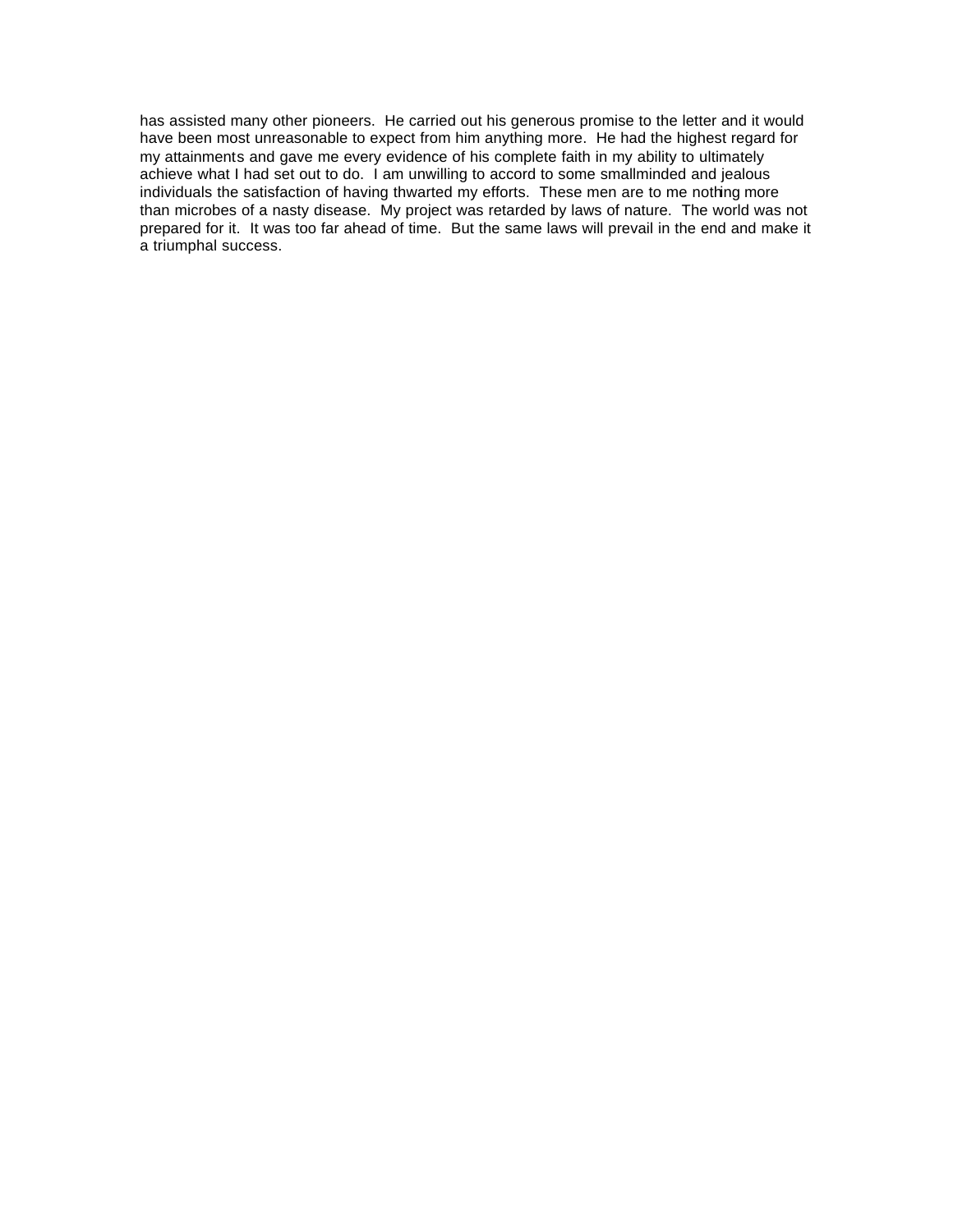has assisted many other pioneers. He carried out his generous promise to the letter and it would have been most unreasonable to expect from him anything more. He had the highest regard for my attainments and gave me every evidence of his complete faith in my ability to ultimately achieve what I had set out to do. I am unwilling to accord to some smallminded and jealous individuals the satisfaction of having thwarted my efforts. These men are to me nothing more than microbes of a nasty disease. My project was retarded by laws of nature. The world was not prepared for it. It was too far ahead of time. But the same laws will prevail in the end and make it a triumphal success.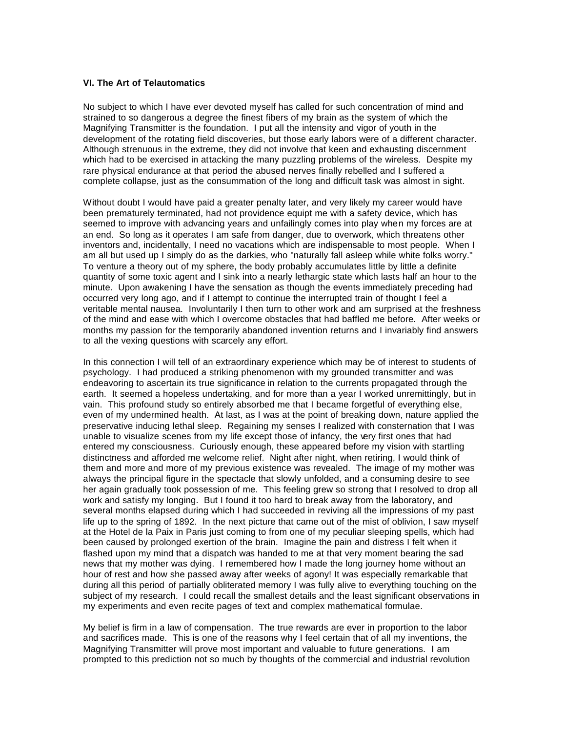### VI. The Art of Telautomatics

No subject to which I have ever devoted myself has called for such concentration of mind and strained to so dangerous a degree the finest fibers of my brain as the system of which the Magnifying Transmitter is the foundation. I put all the intensity and vigor of youth in the development of the rotating field discoveries, but those early labors were of a different character. Although strenuous in the extreme, they did not involve that keen and exhausting discernment which had to be exercised in attacking the many puzzling problems of the wireless. Despite my rare physical endurance at that period the abused nerves finally rebelled and I suffered a complete collapse, just as the consummation of the long and difficult task was almost in sight.

Without doubt I would have paid a greater penalty later, and very likely my career would have been prematurely terminated, had not providence equipt me with a safety device, which has seemed to improve with advancing years and unfailingly comes into play when my forces are at an end. So long as it operates I am safe from danger, due to overwork, which threatens other inventors and, incidentally, I need no vacations which are indispensable to most people. When I am all but used up I simply do as the darkies, who "naturally fall asleep while white folks worry." To venture a theory out of my sphere, the body probably accumulates little by little a definite quantity of some toxic agent and I sink into a nearly lethargic state which lasts half an hour to the minute. Upon awakening I have the sensation as though the events immediately preceding had occurred very long ago, and if I attempt to continue the interrupted train of thought I feel a veritable mental nausea. Involuntarily I then turn to other work and am surprised at the freshness of the mind and ease with which I overcome obstacles that had baffled me before. After weeks or months my passion for the temporarily abandoned invention returns and I invariably find answers to all the vexing questions with scarcely any effort.

In this connection I will tell of an extraordinary experience which may be of interest to students of psychology. I had produced a striking phenomenon with my grounded transmitter and was endeavoring to ascertain its true significance in relation to the currents propagated through the earth. It seemed a hopeless undertaking, and for more than a year I worked unremittingly, but in vain. This profound study so entirely absorbed me that I became forgetful of everything else, even of my undermined health. At last, as I was at the point of breaking down, nature applied the preservative inducing lethal sleep. Regaining my senses I realized with consternation that I was unable to visualize scenes from my life except those of infancy, the very first ones that had entered my consciousness. Curiously enough, these appeared before my vision with startling distinctness and afforded me welcome relief. Night after night, when retiring, I would think of them and more and more of my previous existence was revealed. The image of my mother was always the principal figure in the spectacle that slowly unfolded, and a consuming desire to see her again gradually took possession of me. This feeling grew so strong that I resolved to drop all work and satisfy my longing. But I found it too hard to break away from the laboratory, and several months elapsed during which I had succeeded in reviving all the impressions of my past life up to the spring of 1892. In the next picture that came out of the mist of oblivion, I saw myself at the Hotel de la Paix in Paris just coming to from one of my peculiar sleeping spells, which had been caused by prolonged exertion of the brain. Imagine the pain and distress I felt when it flashed upon my mind that a dispatch was handed to me at that very moment bearing the sad news that my mother was dying. I remembered how I made the long journey home without an hour of rest and how she passed away after weeks of agony! It was especially remarkable that during all this period of partially obliterated memory I was fully alive to everything touching on the subject of my research. I could recall the smallest details and the least significant observations in my experiments and even recite pages of text and complex mathematical formulae.

My belief is firm in a law of compensation. The true rewards are ever in proportion to the labor and sacrifices made. This is one of the reasons why I feel certain that of all my inventions, the Magnifying Transmitter will prove most important and valuable to future generations. I am prompted to this prediction not so much by thoughts of the commercial and industrial revolution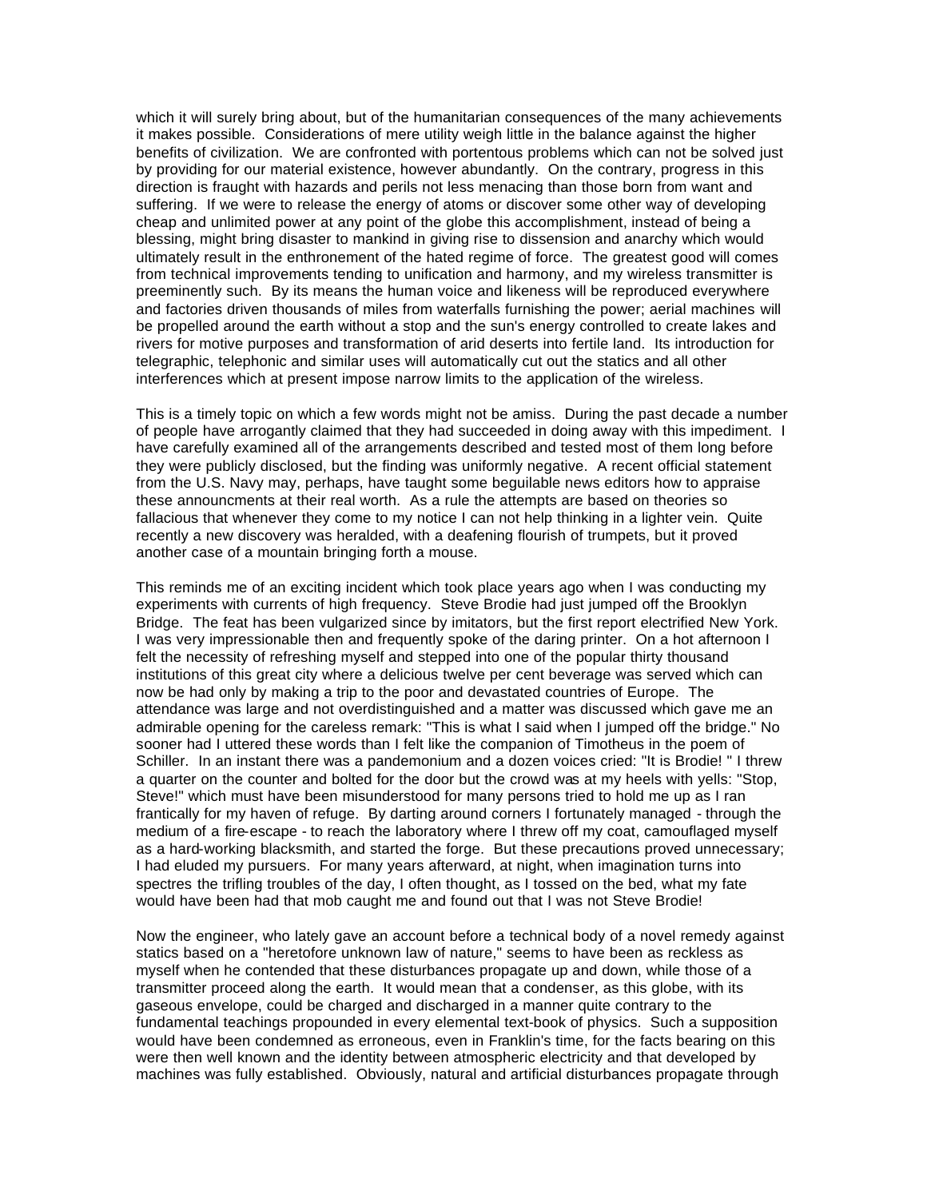which it will surely bring about, but of the humanitarian consequences of the many achievements it makes possible. Considerations of mere utility weigh little in the balance against the higher benefits of civilization. We are confronted with portentous problems which can not be solved just by providing for our material existence, however abundantly. On the contrary, progress in this direction is fraught with hazards and perils not less menacing than those born from want and suffering. If we were to release the energy of atoms or discover some other way of developing cheap and unlimited power at any point of the globe this accomplishment, instead of being a blessing, might bring disaster to mankind in giving rise to dissension and anarchy which would ultimately result in the enthronement of the hated regime of force. The greatest good will comes from technical improvements tending to unification and harmony, and my wireless transmitter is preeminently such. By its means the human voice and likeness will be reproduced everywhere and factories driven thousands of miles from waterfalls furnishing the power; aerial machines will be propelled around the earth without a stop and the sun's energy controlled to create lakes and rivers for motive purposes and transformation of arid deserts into fertile land. Its introduction for telegraphic, telephonic and similar uses will automatically cut out the statics and all other interferences which at present impose narrow limits to the application of the wireless.

This is a timely topic on which a few words might not be amiss. During the past decade a number of people have arrogantly claimed that they had succeeded in doing away with this impediment. I have carefully examined all of the arrangements described and tested most of them long before they were publicly disclosed, but the finding was uniformly negative. A recent official statement from the U.S. Navy may, perhaps, have taught some beguilable news editors how to appraise these announcments at their real worth. As a rule the attempts are based on theories so fallacious that whenever they come to my notice I can not help thinking in a lighter vein. Quite recently a new discovery was heralded, with a deafening flourish of trumpets, but it proved another case of a mountain bringing forth a mouse.

This reminds me of an exciting incident which took place years ago when I was conducting my experiments with currents of high frequency. Steve Brodie had just jumped off the Brooklyn Bridge. The feat has been vulgarized since by imitators, but the first report electrified New York. I was very impressionable then and frequently spoke of the daring printer. On a hot afternoon I felt the necessity of refreshing myself and stepped into one of the popular thirty thousand institutions of this great city where a delicious twelve per cent beverage was served which can now be had only by making a trip to the poor and devastated countries of Europe. The attendance was large and not overdistinguished and a matter was discussed which gave me an admirable opening for the careless remark: "This is what I said when I jumped off the bridge." No sooner had I uttered these words than I felt like the companion of Timotheus in the poem of Schiller. In an instant there was a pandemonium and a dozen voices cried: "It is Brodie! " I threw a quarter on the counter and bolted for the door but the crowd was at my heels with yells: "Stop, Steve!" which must have been misunderstood for many persons tried to hold me up as I ran frantically for my haven of refuge. By darting around corners I fortunately managed - through the medium of a fire-escape - to reach the laboratory where I threw off my coat, camouflaged myself as a hard-working blacksmith, and started the forge. But these precautions proved unnecessary; I had eluded my pursuers. For many years afterward, at night, when imagination turns into spectres the trifling troubles of the day, I often thought, as I tossed on the bed, what my fate would have been had that mob caught me and found out that I was not Steve Brodie!

Now the engineer, who lately gave an account before a technical body of a novel remedy against statics based on a "heretofore unknown law of nature," seems to have been as reckless as myself when he contended that these disturbances propagate up and down, while those of a transmitter proceed along the earth. It would mean that a condenser, as this globe, with its gaseous envelope, could be charged and discharged in a manner quite contrary to the fundamental teachings propounded in every elemental text-book of physics. Such a supposition would have been condemned as erroneous, even in Franklin's time, for the facts bearing on this were then well known and the identity between atmospheric electricity and that developed by machines was fully established. Obviously, natural and artificial disturbances propagate through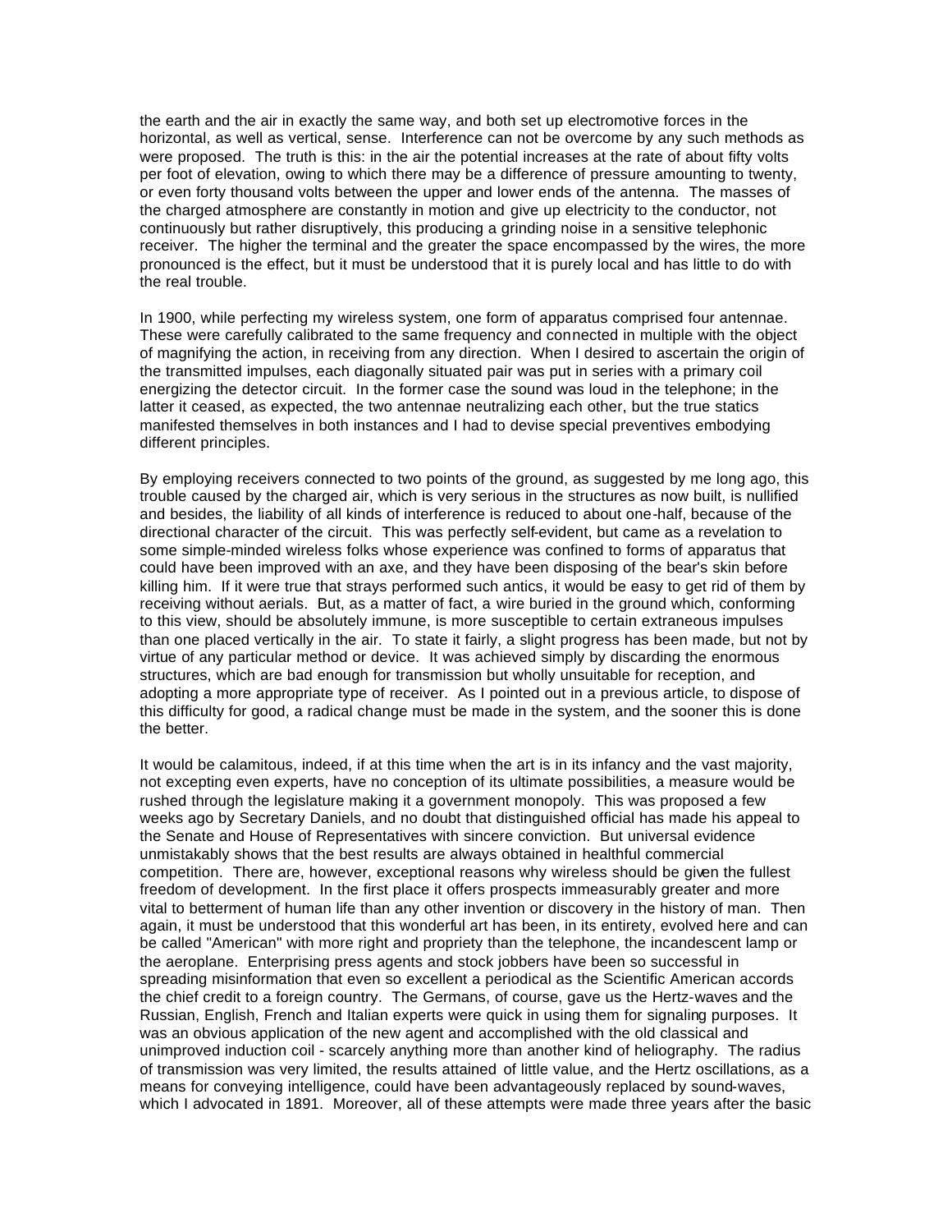the earth and the air in exactly the same way, and both set up electromotive forces in the horizontal, as well as vertical, sense. Interference can not be overcome by any such methods as were proposed. The truth is this: in the air the potential increases at the rate of about fifty volts per foot of elevation, owing to which there may be a difference of pressure amounting to twenty, or even forty thousand volts between the upper and lower ends of the antenna. The masses of the charged atmosphere are constantly in motion and give up electricity to the conductor, not continuously but rather disruptively, this producing a grinding noise in a sensitive telephonic receiver. The higher the terminal and the greater the space encompassed by the wires, the more pronounced is the effect, but it must be understood that it is purely local and has little to do with the real trouble.

In 1900, while perfecting my wireless system, one form of apparatus comprised four antennae. These were carefully calibrated to the same frequency and connected in multiple with the object of magnifying the action, in receiving from any direction. When I desired to ascertain the origin of the transmitted impulses, each diagonally situated pair was put in series with a primary coil energizing the detector circuit. In the former case the sound was loud in the telephone; in the latter it ceased, as expected, the two antennae neutralizing each other, but the true statics manifested themselves in both instances and I had to devise special preventives embodying different principles.

By employing receivers connected to two points of the ground, as suggested by me long ago, this trouble caused by the charged air, which is very serious in the structures as now built, is nullified and besides, the liability of all kinds of interference is reduced to about one-half, because of the directional character of the circuit. This was perfectly self-evident, but came as a revelation to some simple-minded wireless folks whose experience was confined to forms of apparatus that could have been improved with an axe, and they have been disposing of the bear's skin before killing him. If it were true that strays performed such antics, it would be easy to get rid of them by receiving without aerials. But, as a matter of fact, a wire buried in the ground which, conforming to this view, should be absolutely immune, is more susceptible to certain extraneous impulses than one placed vertically in the air. To state it fairly, a slight progress has been made, but not by virtue of any particular method or device. It was achieved simply by discarding the enormous structures, which are bad enough for transmission but wholly unsuitable for reception, and adopting a more appropriate type of receiver. As I pointed out in a previous article, to dispose of this difficulty for good, a radical change must be made in the system, and the sooner this is done the better.

It would be calamitous, indeed, if at this time when the art is in its infancy and the vast majority, not excepting even experts, have no conception of its ultimate possibilities, a measure would be rushed through the legislature making it a government monopoly. This was proposed a few weeks ago by Secretary Daniels, and no doubt that distinguished official has made his appeal to the Senate and House of Representatives with sincere conviction. But universal evidence unmistakably shows that the best results are always obtained in healthful commercial competition. There are, however, exceptional reasons why wireless should be given the fullest freedom of development. In the first place it offers prospects immeasurably greater and more vital to betterment of human life than any other invention or discovery in the history of man. Then again, it must be understood that this wonderful art has been, in its entirety, evolved here and can be called "American" with more right and propriety than the telephone, the incandescent lamp or the aeroplane. Enterprising press agents and stock jobbers have been so successful in spreading misinformation that even so excellent a periodical as the Scientific American accords the chief credit to a foreign country. The Germans, of course, gave us the Hertz-waves and the Russian, English, French and Italian experts were quick in using them for signaling purposes. It was an obvious application of the new agent and accomplished with the old classical and unimproved induction coil - scarcely anything more than another kind of heliography. The radius of transmission was very limited, the results attained of little value, and the Hertz oscillations, as a means for conveying intelligence, could have been advantageously replaced by sound-waves, which I advocated in 1891. Moreover, all of these attempts were made three years after the basic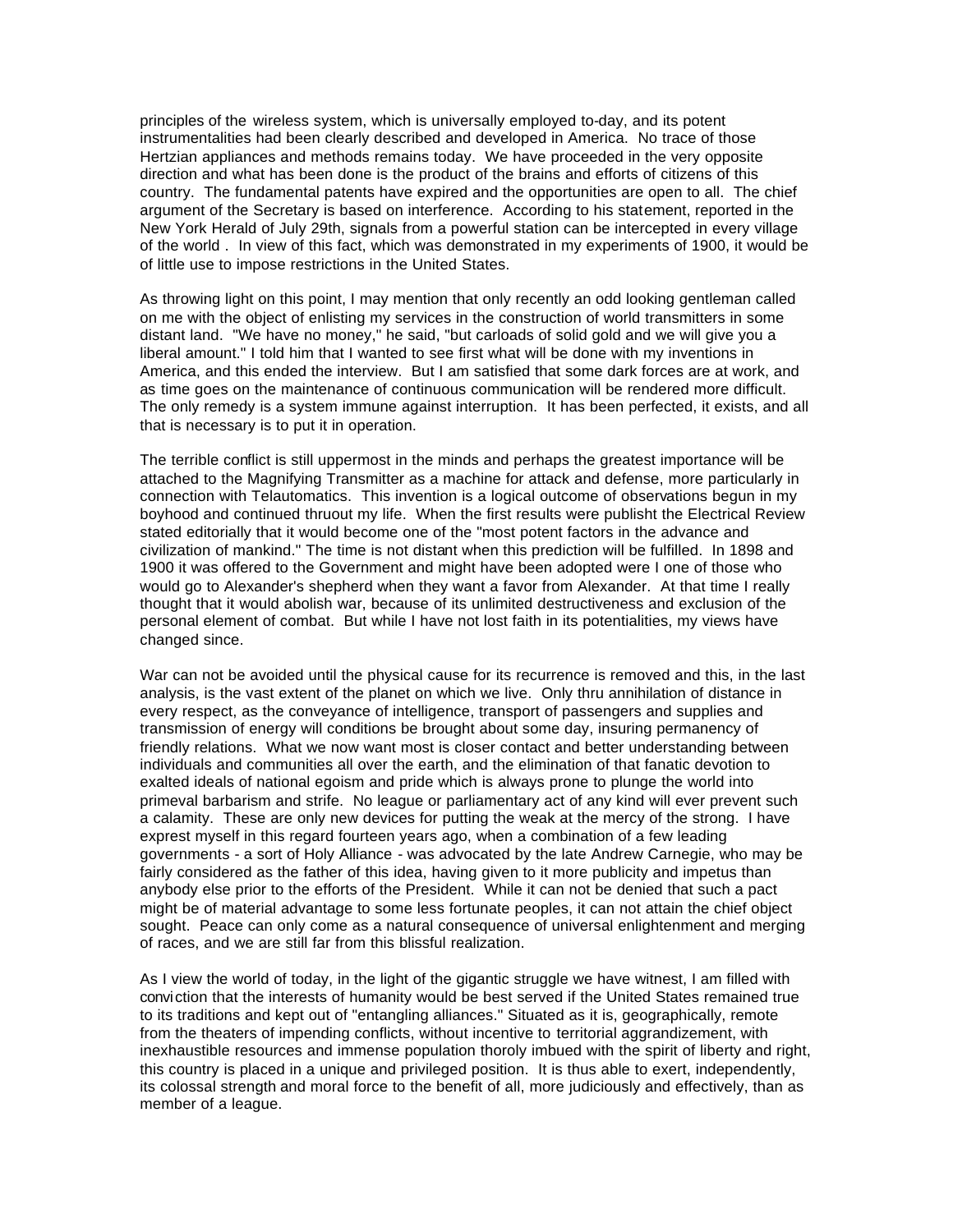principles of the wireless system, which is universally employed to-day, and its potent instrumentalities had been clearly described and developed in America. No trace of those Hertzian appliances and methods remains today. We have proceeded in the very opposite direction and what has been done is the product of the brains and efforts of citizens of this country. The fundamental patents have expired and the opportunities are open to all. The chief argument of the Secretary is based on interference. According to his statement, reported in the New York Herald of July 29th, signals from a powerful station can be intercepted in every village of the world . In view of this fact, which was demonstrated in my experiments of 1900, it would be of little use to impose restrictions in the United States.

As throwing light on this point, I may mention that only recently an odd looking gentleman called on me with the object of enlisting my services in the construction of world transmitters in some distant land. "We have no money," he said, "but carloads of solid gold and we will give you a liberal amount." I told him that I wanted to see first what will be done with my inventions in America, and this ended the interview. But I am satisfied that some dark forces are at work, and as time goes on the maintenance of continuous communication will be rendered more difficult. The only remedy is a system immune against interruption. It has been perfected, it exists, and all that is necessary is to put it in operation.

The terrible conflict is still uppermost in the minds and perhaps the greatest importance will be attached to the Magnifying Transmitter as a machine for attack and defense, more particularly in connection with Telautomatics. This invention is a logical outcome of observations begun in my boyhood and continued thruout my life. When the first results were publisht the Electrical Review stated editorially that it would become one of the "most potent factors in the advance and civilization of mankind." The time is not distant when this prediction will be fulfilled. In 1898 and 1900 it was offered to the Government and might have been adopted were I one of those who would go to Alexander's shepherd when they want a favor from Alexander. At that time I really thought that it would abolish war, because of its unlimited destructiveness and exclusion of the personal element of combat. But while I have not lost faith in its potentialities, my views have changed since.

War can not be avoided until the physical cause for its recurrence is removed and this, in the last analysis, is the vast extent of the planet on which we live. Only thru annihilation of distance in every respect, as the conveyance of intelligence, transport of passengers and supplies and transmission of energy will conditions be brought about some day, insuring permanency of friendly relations. What we now want most is closer contact and better understanding between individuals and communities all over the earth, and the elimination of that fanatic devotion to exalted ideals of national egoism and pride which is always prone to plunge the world into primeval barbarism and strife. No league or parliamentary act of any kind will ever prevent such a calamity. These are only new devices for putting the weak at the mercy of the strong. I have exprest myself in this regard fourteen years ago, when a combination of a few leading governments - a sort of Holy Alliance - was advocated by the late Andrew Carnegie, who may be fairly considered as the father of this idea, having given to it more publicity and impetus than anybody else prior to the efforts of the President. While it can not be denied that such a pact might be of material advantage to some less fortunate peoples, it can not attain the chief object sought. Peace can only come as a natural consequence of universal enlightenment and merging of races, and we are still far from this blissful realization.

As I view the world of today, in the light of the gigantic struggle we have witness, I am filled with conviction that the interests of humanity would be best served if the United States remained true to its traditions and kept out of "entangling alliances." Situated as it is, geographically, remote from the theaters of impending conflicts, without incentive to territorial aggrandizement, with inexhaustible resources and immense population thoroly imbued with the spirit of liberty and right, this country is placed in a unique and privileged position. It is thus able to exert, independently, its colossal strength and moral force to the benefit of all, more judiciously and effectively, than as member of a league.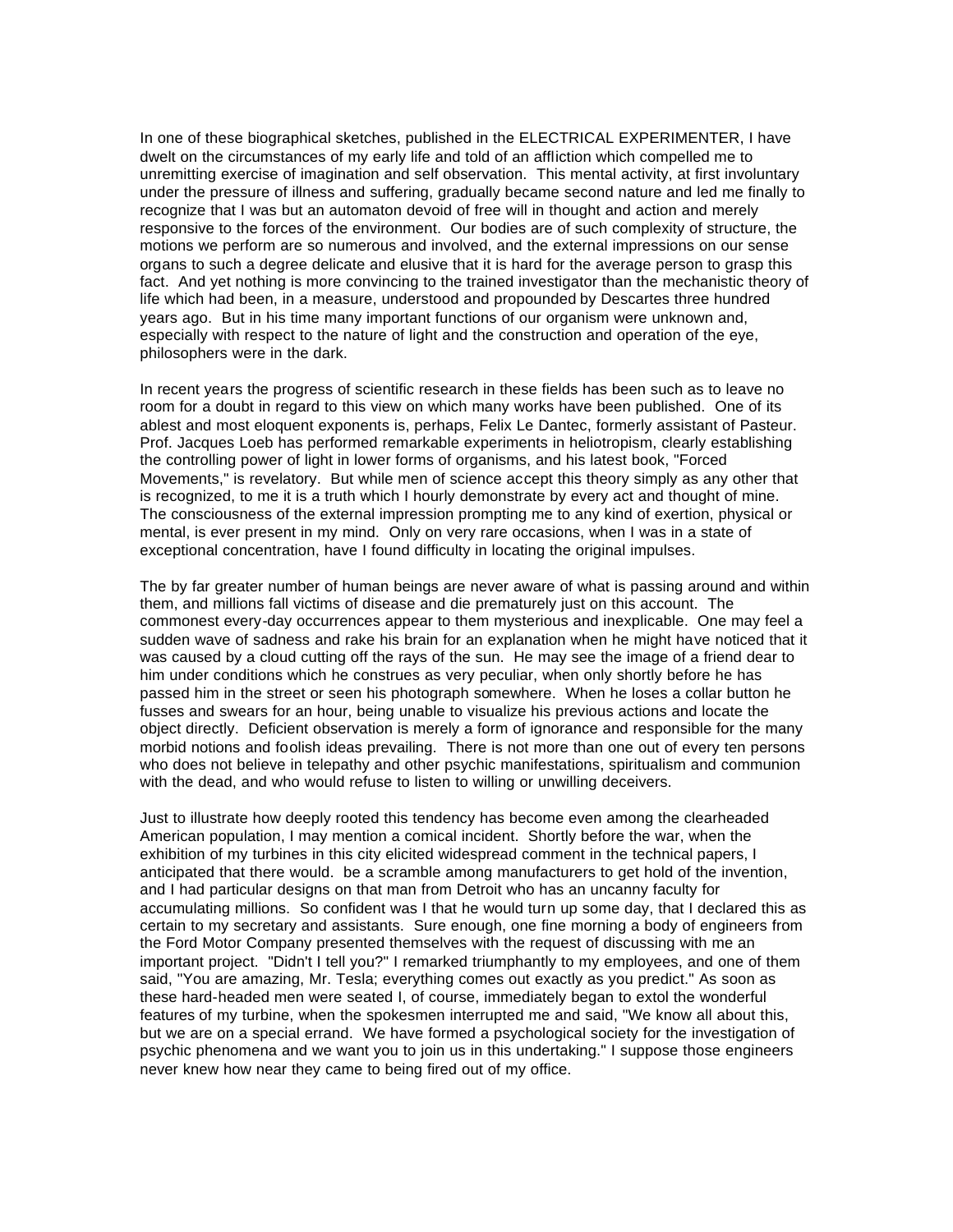In one of these biographical sketches, published in the ELECTRICAL EXPERIMENTER, I have dwelt on the circumstances of my early life and told of an affliction which compelled me to unremitting exercise of imagination and self observation. This mental activity, at first involuntary under the pressure of illness and suffering, gradually became second nature and led me finally to recognize that I was but an automaton devoid of free will in thought and action and merely responsive to the forces of the environment. Our bodies are of such complexity of structure, the motions we perform are so numerous and involved, and the external impressions on our sense organs to such a degree delicate and elusive that it is hard for the average person to grasp this fact. And yet nothing is more convincing to the trained investigator than the mechanistic theory of life which had been, in a measure, understood and propounded by Descartes three hundred years ago. But in his time many important functions of our organism were unknown and, especially with respect to the nature of light and the construction and operation of the eye, philosophers were in the dark.

In recent years the progress of scientific research in these fields has been such as to leave no room for a doubt in regard to this view on which many works have been published. One of its ablest and most eloquent exponents is, perhaps, Felix Le Dantec, formerly assistant of Pasteur. Prof. Jacques Loeb has performed remarkable experiments in heliotropism, clearly establishing the controlling power of light in lower forms of organisms, and his latest book, "Forced Movements," is revelatory. But while men of science accept this theory simply as any other that is recognized, to me it is a truth which I hourly demonstrate by every act and thought of mine. The consciousness of the external impression prompting me to any kind of exertion, physical or mental, is ever present in my mind. Only on very rare occasions, when I was in a state of exceptional concentration, have I found difficulty in locating the original impulses.

The by far greater number of human beings are never aware of what is passing around and within them, and millions fall victims of disease and die prematurely just on this account. The commonest every-day occurrences appear to them mysterious and inexplicable. One may feel a sudden wave of sadness and rake his brain for an explanation when he might have noticed that it was caused by a cloud cutting off the rays of the sun. He may see the image of a friend dear to him under conditions which he construes as very peculiar, when only shortly before he has passed him in the street or seen his photograph somewhere. When he loses a collar button he fusses and swears for an hour, being unable to visualize his previous actions and locate the object directly. Deficient observation is merely a form of ignorance and responsible for the many morbid notions and foolish ideas prevailing. There is not more than one out of every ten persons who does not believe in telepathy and other psychic manifestations, spiritualism and communion with the dead, and who would refuse to listen to willing or unwilling deceivers.

Just to illustrate how deeply rooted this tendency has become even among the clearheaded American population, I may mention a comical incident. Shortly before the war, when the exhibition of my turbines in this city elicited widespread comment in the technical papers, I anticipated that there would. be a scramble among manufacturers to get hold of the invention, and I had particular designs on that man from Detroit who has an uncanny faculty for accumulating millions. So confident was I that he would turn up some day, that I declared this as certain to my secretary and assistants. Sure enough, one fine morning a body of engineers from the Ford Motor Company presented themselves with the request of discussing with me an important project. "Didn't I tell you?" I remarked triumphantly to my employees, and one of them said, "You are amazing, Mr. Tesla; everything comes out exactly as you predict." As soon as these hard-headed men were seated I, of course, immediately began to extol the wonderful features of my turbine, when the spokesmen interrupted me and said, "We know all about this, but we are on a special errand. We have formed a psychological society for the investigation of psychic phenomena and we want you to join us in this undertaking." I suppose those engineers never knew how near they came to being fired out of my office.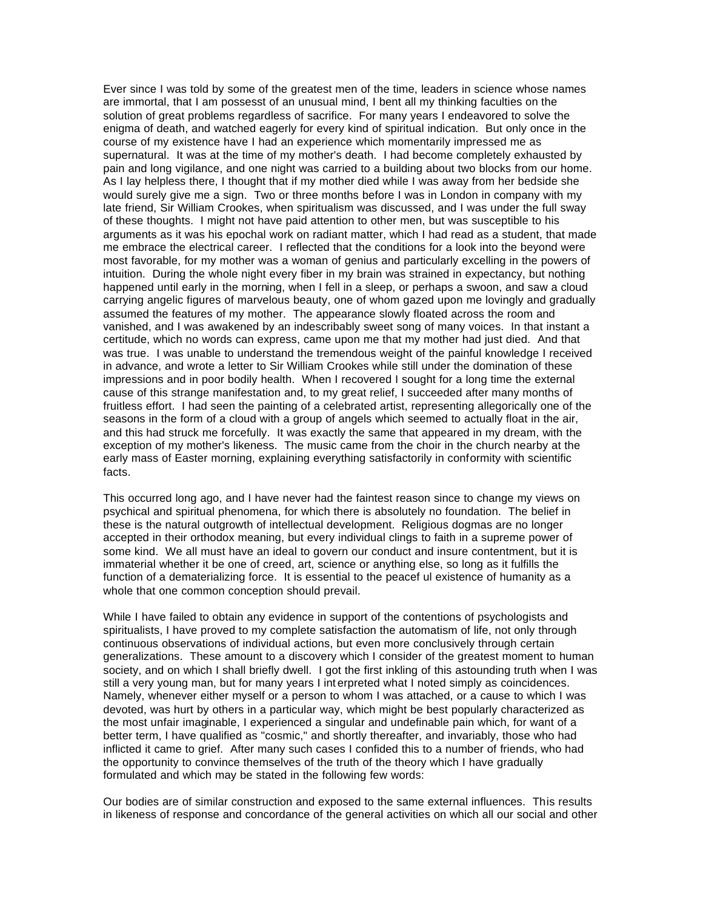Ever since I was told by some of the greatest men of the time, leaders in science whose names are immortal, that I am possesst of an unusual mind, I bent all my thinking faculties on the solution of great problems regardless of sacrifice. For many years I endeavored to solve the enigma of death, and watched eagerly for every kind of spiritual indication. But only once in the course of my existence have I had an experience which momentarily impressed me as supernatural. It was at the time of my mother's death. I had become completely exhausted by pain and long vigilance, and one night was carried to a building about two blocks from our home. As I lay helpless there, I thought that if my mother died while I was away from her bedside she would surely give me a sign. Two or three months before I was in London in company with my late friend, Sir William Crookes, when spiritualism was discussed, and I was under the full sway of these thoughts. I might not have paid attention to other men, but was susceptible to his arguments as it was his epochal work on radiant matter, which I had read as a student, that made me embrace the electrical career. I reflected that the conditions for a look into the beyond were most favorable, for my mother was a woman of genius and particularly excelling in the powers of intuition. During the whole night every fiber in my brain was strained in expectancy, but nothing happened until early in the morning, when I fell in a sleep, or perhaps a swoon, and saw a cloud carrying angelic figures of marvelous beauty, one of whom gazed upon me lovingly and gradually assumed the features of my mother. The appearance slowly floated across the room and vanished, and I was awakened by an indescribably sweet song of many voices. In that instant a certitude, which no words can express, came upon me that my mother had just died. And that was true. I was unable to understand the tremendous weight of the painful knowledge I received in advance, and wrote a letter to Sir William Crookes while still under the domination of these impressions and in poor bodily health. When I recovered I sought for a long time the external cause of this strange manifestation and, to my great relief, I succeeded after many months of fruitless effort. I had seen the painting of a celebrated artist, representing allegorically one of the seasons in the form of a cloud with a group of angels which seemed to actually float in the air, and this had struck me forcefully. It was exactly the same that appeared in my dream, with the exception of my mother's likeness. The music came from the choir in the church nearby at the early mass of Easter morning, explaining everything satisfactorily in conformity with scientific facts.

This occurred long ago, and I have never had the faintest reason since to change my views on psychical and spiritual phenomena, for which there is absolutely no foundation. The belief in these is the natural outgrowth of intellectual development. Religious dogmas are no longer accepted in their orthodox meaning, but every individual clings to faith in a supreme power of some kind. We all must have an ideal to govern our conduct and insure contentment, but it is immaterial whether it be one of creed, art, science or anything else, so long as it fulfills the function of a dematerializing force. It is essential to the peaceful existence of humanity as a whole that one common conception should prevail.

While I have failed to obtain any evidence in support of the contentions of psychologists and spiritualists, I have proved to my complete satisfaction the automatism of life, not only through continuous observations of individual actions, but even more conclusively through certain generalizations. These amount to a discovery which I consider of the greatest moment to human society, and on which I shall briefly dwell. I got the first inkling of this astounding truth when I was still a very young man, but for many years I interpreted what I noted simply as coincidences. Namely, whenever either myself or a person to whom I was attached, or a cause to which I was devoted, was hurt by others in a particular way, which might be best popularly characterized as the most unfair imaginable, I experienced a singular and undefinable pain which, for want of a better term, I have qualified as "cosmic," and shortly thereafter, and invariably, those who had inflicted it came to grief. After many such cases I confided this to a number of friends, who had the opportunity to convince themselves of the truth of the theory which I have gradually formulated and which may be stated in the following few words:

Our bodies are of similar construction and exposed to the same external influences. This results in likeness of response and concordance of the general activities on which all our social and other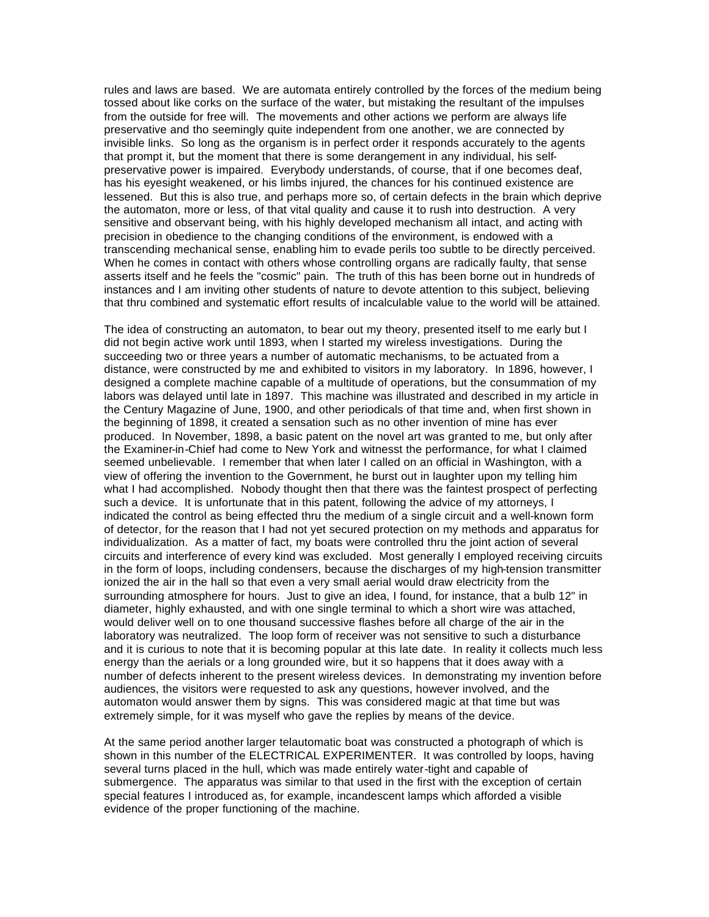rules and laws are based. We are automata entirely controlled by the forces of the medium being tossed about like corks on the surface of the water, but mistaking the resultant of the impulses from the outside for free will. The movements and other actions we perform are always life preservative and tho seemingly quite independent from one another, we are connected by invisible links. So long as the organism is in perfect order it responds accurately to the agents that prompt it, but the moment that there is some derangement in any individual, his self-preservative power is impaired. Everybody understands, of course, that if one becomes deaf, has his eyesight weakened, or his limbs injured, the chances for his continued existence are lessened. But this is also true, and perhaps more so, of certain defects in the brain which deprive the automaton, more or less, of that vital quality and cause it to rush into destruction. A very sensitive and observant being, with his highly developed mechanism all intact, and acting with precision in obedience to the changing conditions of the environment, is endowed with a transcending mechanical sense, enabling him to evade perils too subtle to be directly perceived. When he comes in contact with others whose controlling organs are radically faulty, that sense asserts itself and he feels the "cosmic" pain. The truth of this has been borne out in hundreds of instances and I am inviting other students of nature to devote attention to this subject, believing that thru combined and systematic effort results of incalculable value to the world will be attained.

The idea of constructing an automaton, to bear out my theory, presented itself to me early but I did not begin active work until 1893, when I started my wireless investigations. During the succeeding two or three years a number of automatic mechanisms, to be actuated from a distance, were constructed by me and exhibited to visitors in my laboratory. In 1896, however, I designed a complete machine capable of a multitude of operations, but the consummation of my labors was delayed until late in 1897. This machine was illustrated and described in my article in the Century Magazine of June, 1900, and other periodicals of that time and, when first shown in the beginning of 1898, it created a sensation such as no other invention of mine has ever produced. In November, 1898, a basic patent on the novel art was granted to me, but only after the Examiner-in-Chief had come to New York and witnesst the performance, for what I claimed seemed unbelievable. I remember that when later I called on an official in Washington, with a view of offering the invention to the Government, he burst out in laughter upon my telling him what I had accomplished. Nobody thought then that there was the faintest prospect of perfecting such a device. It is unfortunate that in this patent, following the advice of my attorneys, I indicated the control as being effected thru the medium of a single circuit and a well-known form of detector, for the reason that I had not yet secured protection on my methods and apparatus for individualization. As a matter of fact, my boats were controlled thru the joint action of several circuits and interference of every kind was excluded. Most generally I employed receiving circuits in the form of loops, including condensers, because the discharges of my high-tension transmitter ionized the air in the hall so that even a very small aerial would draw electricity from the surrounding atmosphere for hours. Just to give an idea, I found, for instance, that a bulb 12" in diameter, highly exhausted, and with one single terminal to which a short wire was attached, would deliver well on to one thousand successive flashes before all charge of the air in the laboratory was neutralized. The loop form of receiver was not sensitive to such a disturbance and it is curious to note that it is becoming popular at this late date. In reality it collects much less energy than the aerials or a long grounded wire, but it so happens that it does away with a number of defects inherent to the present wireless devices. In demonstrating my invention before audiences, the visitors were requested to ask any questions, however involved, and the automaton would answer them by signs. This was considered magic at that time but was extremely simple, for it was myself who gave the replies by means of the device.

At the same period another larger telautomatic boat was constructed a photograph of which is shown in this number of the ELECTRICAL EXPERIMENTER. It was controlled by loops, having several turns placed in the hull, which was made entirely water-tight and capable of submergence. The apparatus was similar to that used in the first with the exception of certain special features I introduced as, for example, incandescent lamps which afforded a visible evidence of the proper functioning of the machine.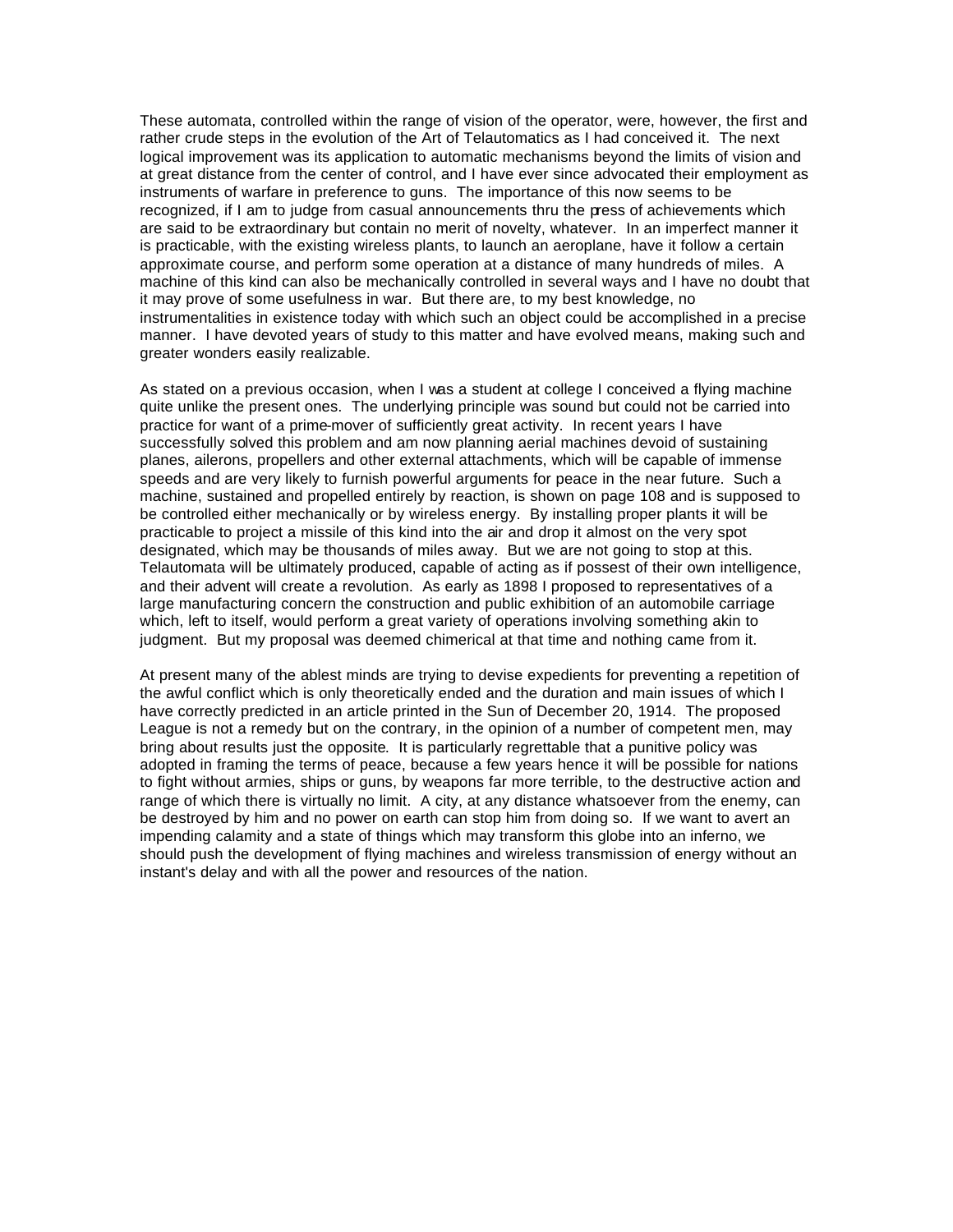These automata, controlled within the range of vision of the operator, were, however, the first and rather crude steps in the evolution of the Art of Telautomatics as I had conceived it. The next logical improvement was its application to automatic mechanisms beyond the limits of vision and at great distance from the center of control, and I have ever since advocated their employment as instruments of warfare in preference to guns. The importance of this now seems to be recognized, if I am to judge from casual announcements thru the press of achievements which are said to be extraordinary but contain no merit of novelty, whatever. In an imperfect manner it is practicable, with the existing wireless plants, to launch an aeroplane, have it follow a certain approximate course, and perform some operation at a distance of many hundreds of miles. A machine of this kind can also be mechanically controlled in several ways and I have no doubt that it may prove of some usefulness in war. But there are, to my best knowledge, no instrumentalities in existence today with which such an object could be accomplished in a precise manner. I have devoted years of study to this matter and have evolved means, making such and greater wonders easily realizable.

As stated on a previous occasion, when I was a student at college I conceived a flying machine quite unlike the present ones. The underlying principle was sound but could not be carried into practice for want of a prime-mover of sufficiently great activity. In recent years I have successfully solved this problem and am now planning aerial machines devoid of sustaining planes, ailerons, propellers and other external attachments, which will be capable of immense speeds and are very likely to furnish powerful arguments for peace in the near future. Such a machine, sustained and propelled entirely by reaction, is shown on page 108 and is supposed to be controlled either mechanically or by wireless energy. By installing proper plants it will be practicable to project a missile of this kind into the air and drop it almost on the very spot designated, which may be thousands of miles away. But we are not going to stop at this. Telautomata will be ultimately produced, capable of acting as if possest of their own intelligence, and their advent will create a revolution. As early as 1898 I proposed to representatives of a large manufacturing concern the construction and public exhibition of an automobile carriage which, left to itself, would perform a great variety of operations involving something akin to judgment. But my proposal was deemed chimerical at that time and nothing came from it.

At present many of the ablest minds are trying to devise expedients for preventing a repetition of the awful conflict which is only theoretically ended and the duration and main issues of which I have correctly predicted in an article printed in the Sun of December 20, 1914. The proposed League is not a remedy but on the contrary, in the opinion of a number of competent men, may bring about results just the opposite. It is particularly regrettable that a punitive policy was adopted in framing the terms of peace, because a few years hence it will be possible for nations to fight without armies, ships or guns, by weapons far more terrible, to the destructive action and range of which there is virtually no limit. A city, at any distance whatsoever from the enemy, can be destroyed by him and no power on earth can stop him from doing so. If we want to avert an impending calamity and a state of things which may transform this globe into an inferno, we should push the development of flying machines and wireless transmission of energy without an instant's delay and with all the power and resources of the nation.